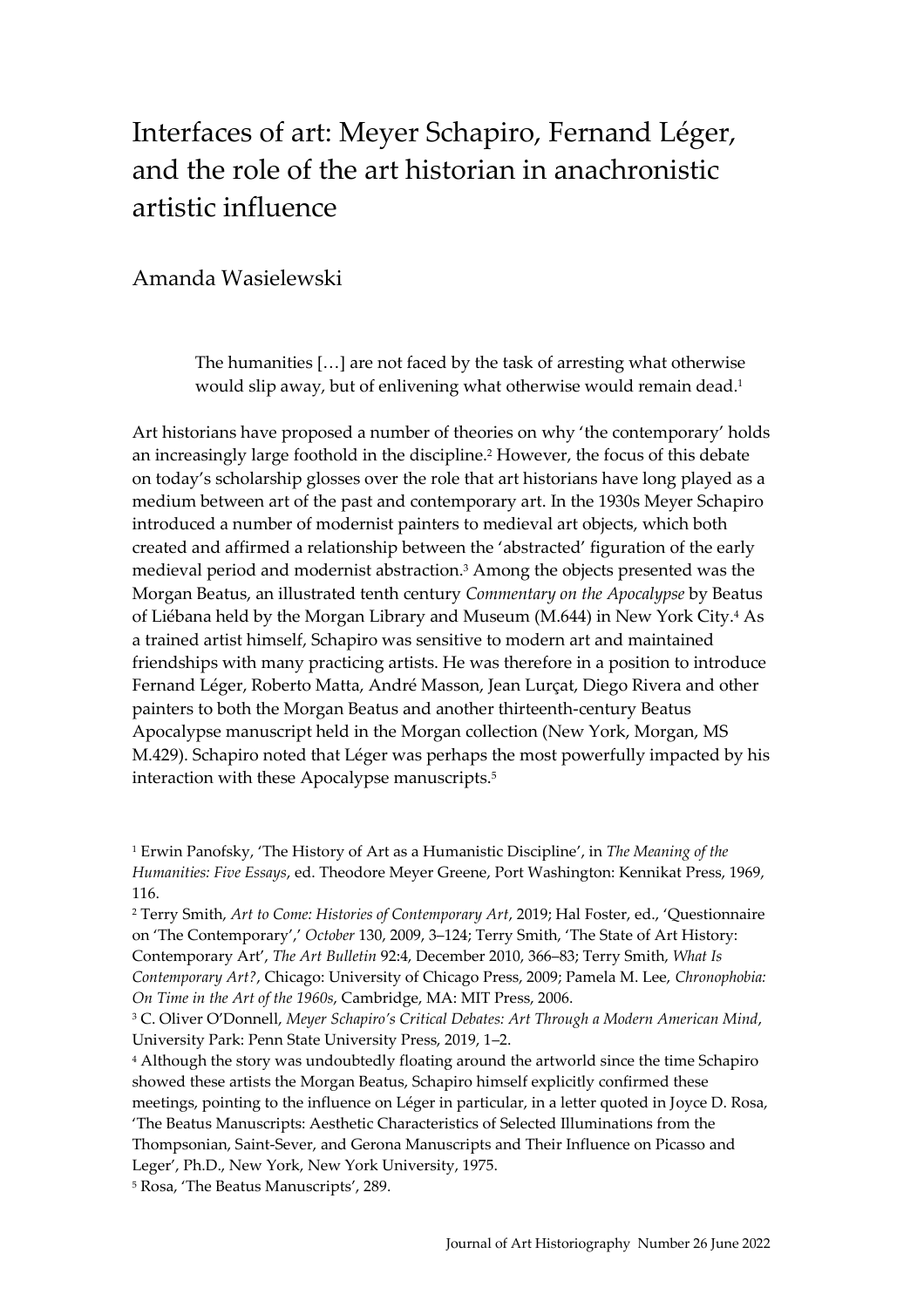# Interfaces of art: Meyer Schapiro, Fernand Léger, and the role of the art historian in anachronistic artistic influence

Amanda Wasielewski

> The humanities […] are not faced by the task of arresting what otherwise would slip away, but of enlivening what otherwise would remain dead.[1]

Art historians have proposed a number of theories on why 'the contemporary' holds an increasingly large foothold in the discipline.[2] However, the focus of this debate on today's scholarship glosses over the role that art historians have long played as a medium between art of the past and contemporary art. In the 1930s Meyer Schapiro introduced a number of modernist painters to medieval art objects, which both created and affirmed a relationship between the 'abstracted' figuration of the early medieval period and modernist abstraction.[3] Among the objects presented was the Morgan Beatus, an illustrated tenth century *Commentary on the Apocalypse* by Beatus of Liébana held by the Morgan Library and Museum (M.644) in New York City.[4] As a trained artist himself, Schapiro was sensitive to modern art and maintained friendships with many practicing artists. He was therefore in a position to introduce Fernand Léger, Roberto Matta, André Masson, Jean Lurçat, Diego Rivera and other painters to both the Morgan Beatus and another thirteenth-century Beatus Apocalypse manuscript held in the Morgan collection (New York, Morgan, MS M.429). Schapiro noted that Léger was perhaps the most powerfully impacted by his interaction with these Apocalypse manuscripts.[5]

---

[1] Erwin Panofsky, 'The History of Art as a Humanistic Discipline', in *The Meaning of the Humanities: Five Essays*, ed. Theodore Meyer Greene, Port Washington: Kennikat Press, 1969, 116.

[2] Terry Smith, *Art to Come: Histories of Contemporary Art*, 2019; Hal Foster, ed., 'Questionnaire on 'The Contemporary',' *October* 130, 2009, 3–124; Terry Smith, 'The State of Art History: Contemporary Art', *The Art Bulletin* 92:4, December 2010, 366–83; Terry Smith, *What Is Contemporary Art?*, Chicago: University of Chicago Press, 2009; Pamela M. Lee, *Chronophobia: On Time in the Art of the 1960s*, Cambridge, MA: MIT Press, 2006.

[3] C. Oliver O'Donnell, *Meyer Schapiro's Critical Debates: Art Through a Modern American Mind*, University Park: Penn State University Press, 2019, 1–2.

[4] Although the story was undoubtedly floating around the artworld since the time Schapiro showed these artists the Morgan Beatus, Schapiro himself explicitly confirmed these meetings, pointing to the influence on Léger in particular, in a letter quoted in Joyce D. Rosa, 'The Beatus Manuscripts: Aesthetic Characteristics of Selected Illuminations from the Thompsonian, Saint-Sever, and Gerona Manuscripts and Their Influence on Picasso and Leger', Ph.D., New York, New York University, 1975.

[5] Rosa, 'The Beatus Manuscripts', 289.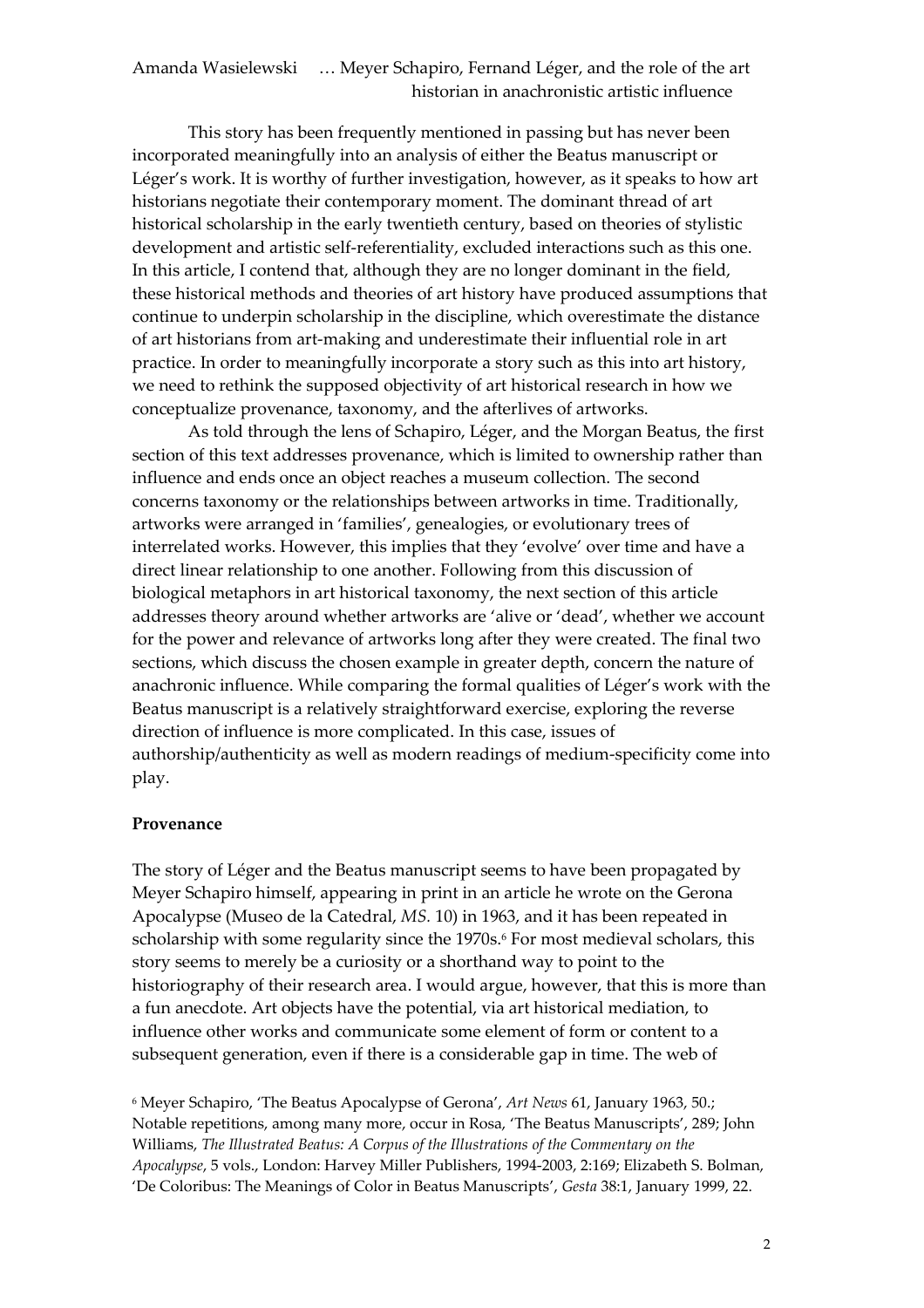This story has been frequently mentioned in passing but has never been incorporated meaningfully into an analysis of either the Beatus manuscript or Léger's work. It is worthy of further investigation, however, as it speaks to how art historians negotiate their contemporary moment. The dominant thread of art historical scholarship in the early twentieth century, based on theories of stylistic development and artistic self-referentiality, excluded interactions such as this one. In this article, I contend that, although they are no longer dominant in the field, these historical methods and theories of art history have produced assumptions that continue to underpin scholarship in the discipline, which overestimate the distance of art historians from art-making and underestimate their influential role in art practice. In order to meaningfully incorporate a story such as this into art history, we need to rethink the supposed objectivity of art historical research in how we conceptualize provenance, taxonomy, and the afterlives of artworks.

As told through the lens of Schapiro, Léger, and the Morgan Beatus, the first section of this text addresses provenance, which is limited to ownership rather than influence and ends once an object reaches a museum collection. The second concerns taxonomy or the relationships between artworks in time. Traditionally, artworks were arranged in 'families', genealogies, or evolutionary trees of interrelated works. However, this implies that they 'evolve' over time and have a direct linear relationship to one another. Following from this discussion of biological metaphors in art historical taxonomy, the next section of this article addresses theory around whether artworks are 'alive or 'dead', whether we account for the power and relevance of artworks long after they were created. The final two sections, which discuss the chosen example in greater depth, concern the nature of anachronic influence. While comparing the formal qualities of Léger's work with the Beatus manuscript is a relatively straightforward exercise, exploring the reverse direction of influence is more complicated. In this case, issues of authorship/authenticity as well as modern readings of medium-specificity come into play.

## Provenance

The story of Léger and the Beatus manuscript seems to have been propagated by Meyer Schapiro himself, appearing in print in an article he wrote on the Gerona Apocalypse (Museo de la Catedral, *MS.* 10) in 1963, and it has been repeated in scholarship with some regularity since the 1970s.[6] For most medieval scholars, this story seems to merely be a curiosity or a shorthand way to point to the historiography of their research area. I would argue, however, that this is more than a fun anecdote. Art objects have the potential, via art historical mediation, to influence other works and communicate some element of form or content to a subsequent generation, even if there is a considerable gap in time. The web of

[6] Meyer Schapiro, 'The Beatus Apocalypse of Gerona', *Art News* 61, January 1963, 50.; Notable repetitions, among many more, occur in Rosa, 'The Beatus Manuscripts', 289; John Williams, *The Illustrated Beatus: A Corpus of the Illustrations of the Commentary on the Apocalypse*, 5 vols., London: Harvey Miller Publishers, 1994-2003, 2:169; Elizabeth S. Bolman, 'De Coloribus: The Meanings of Color in Beatus Manuscripts', *Gesta* 38:1, January 1999, 22.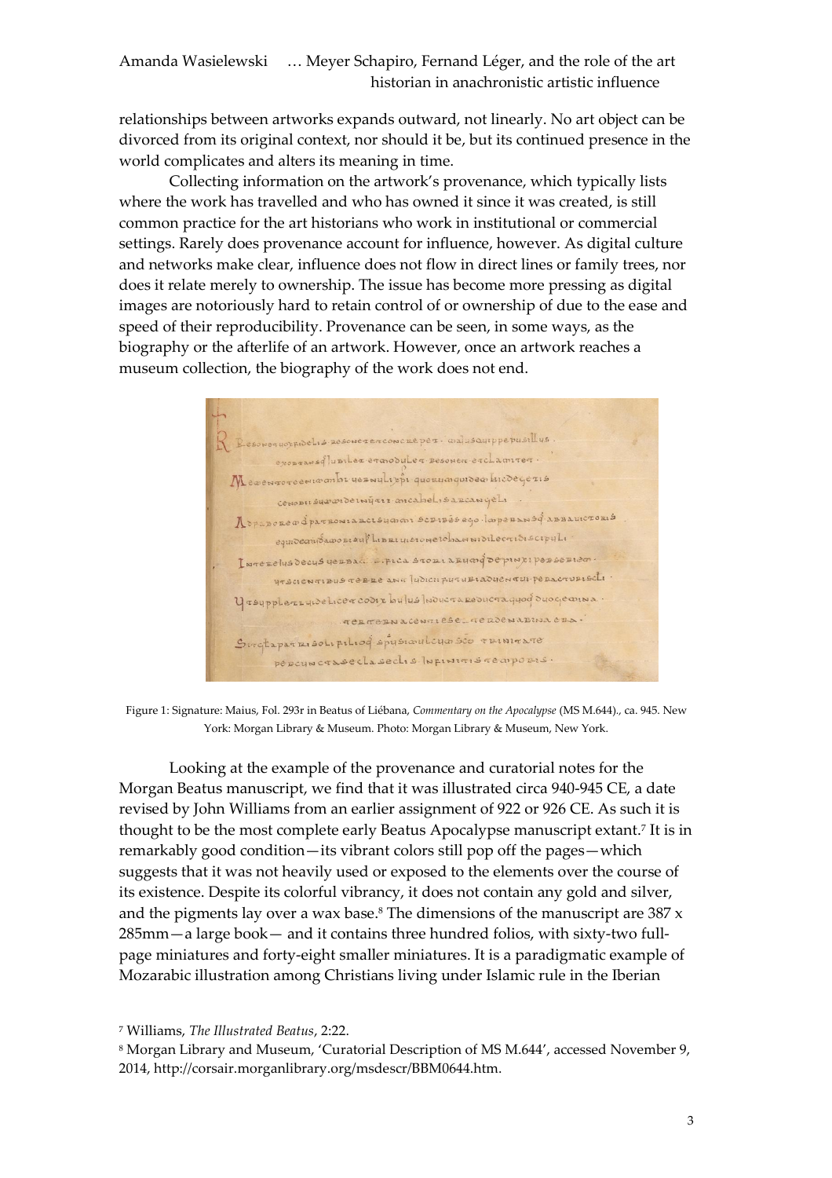relationships between artworks expands outward, not linearly. No art object can be divorced from its original context, nor should it be, but its continued presence in the world complicates and alters its meaning in time.

Collecting information on the artwork's provenance, which typically lists where the work has travelled and who has owned it since it was created, is still common practice for the art historians who work in institutional or commercial settings. Rarely does provenance account for influence, however. As digital culture and networks make clear, influence does not flow in direct lines or family trees, nor does it relate merely to ownership. The issue has become more pressing as digital images are notoriously hard to retain control of or ownership of due to the ease and speed of their reproducibility. Provenance can be seen, in some ways, as the biography or the afterlife of an artwork. However, once an artwork reaches a museum collection, the biography of the work does not end.

Figure 1: Signature: Maius, Fol. 293r in Beatus of Liébana, *Commentary on the Apocalypse* (MS M.644)., ca. 945. New York: Morgan Library & Museum. Photo: Morgan Library & Museum, New York.

Looking at the example of the provenance and curatorial notes for the Morgan Beatus manuscript, we find that it was illustrated circa 940-945 CE, a date revised by John Williams from an earlier assignment of 922 or 926 CE. As such it is thought to be the most complete early Beatus Apocalypse manuscript extant.[7] It is in remarkably good condition—its vibrant colors still pop off the pages—which suggests that it was not heavily used or exposed to the elements over the course of its existence. Despite its colorful vibrancy, it does not contain any gold and silver, and the pigments lay over a wax base.[8] The dimensions of the manuscript are 387 x 285mm—a large book— and it contains three hundred folios, with sixty-two full-page miniatures and forty-eight smaller miniatures. It is a paradigmatic example of Mozarabic illustration among Christians living under Islamic rule in the Iberian

[7] Williams, *The Illustrated Beatus*, 2:22.

[8] Morgan Library and Museum, 'Curatorial Description of MS M.644', accessed November 9, 2014, http://corsair.morganlibrary.org/msdescr/BBM0644.htm.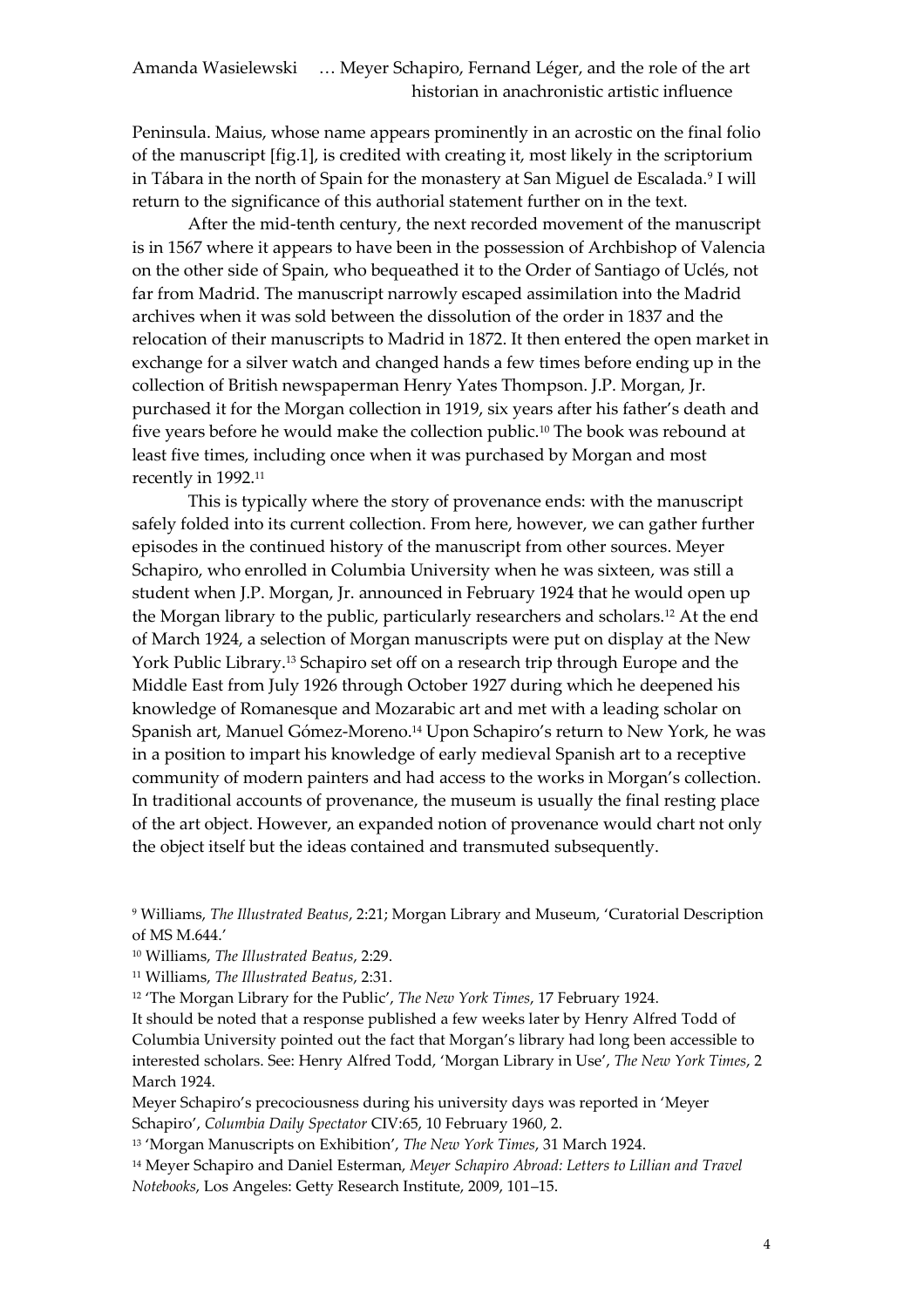Peninsula. Maius, whose name appears prominently in an acrostic on the final folio of the manuscript [fig.1], is credited with creating it, most likely in the scriptorium in Tábara in the north of Spain for the monastery at San Miguel de Escalada.[9] I will return to the significance of this authorial statement further on in the text.

After the mid-tenth century, the next recorded movement of the manuscript is in 1567 where it appears to have been in the possession of Archbishop of Valencia on the other side of Spain, who bequeathed it to the Order of Santiago of Uclés, not far from Madrid. The manuscript narrowly escaped assimilation into the Madrid archives when it was sold between the dissolution of the order in 1837 and the relocation of their manuscripts to Madrid in 1872. It then entered the open market in exchange for a silver watch and changed hands a few times before ending up in the collection of British newspaperman Henry Yates Thompson. J.P. Morgan, Jr. purchased it for the Morgan collection in 1919, six years after his father's death and five years before he would make the collection public.[10] The book was rebound at least five times, including once when it was purchased by Morgan and most recently in 1992.[11]

This is typically where the story of provenance ends: with the manuscript safely folded into its current collection. From here, however, we can gather further episodes in the continued history of the manuscript from other sources. Meyer Schapiro, who enrolled in Columbia University when he was sixteen, was still a student when J.P. Morgan, Jr. announced in February 1924 that he would open up the Morgan library to the public, particularly researchers and scholars.[12] At the end of March 1924, a selection of Morgan manuscripts were put on display at the New York Public Library.[13] Schapiro set off on a research trip through Europe and the Middle East from July 1926 through October 1927 during which he deepened his knowledge of Romanesque and Mozarabic art and met with a leading scholar on Spanish art, Manuel Gómez-Moreno.[14] Upon Schapiro's return to New York, he was in a position to impart his knowledge of early medieval Spanish art to a receptive community of modern painters and had access to the works in Morgan's collection. In traditional accounts of provenance, the museum is usually the final resting place of the art object. However, an expanded notion of provenance would chart not only the object itself but the ideas contained and transmuted subsequently.

---

[9] Williams, *The Illustrated Beatus*, 2:21; Morgan Library and Museum, 'Curatorial Description of MS M.644.'

[10] Williams, *The Illustrated Beatus*, 2:29.

[11] Williams, *The Illustrated Beatus*, 2:31.

[12] 'The Morgan Library for the Public', *The New York Times*, 17 February 1924.
It should be noted that a response published a few weeks later by Henry Alfred Todd of Columbia University pointed out the fact that Morgan's library had long been accessible to interested scholars. See: Henry Alfred Todd, 'Morgan Library in Use', *The New York Times*, 2 March 1924.
Meyer Schapiro's precociousness during his university days was reported in 'Meyer Schapiro', *Columbia Daily Spectator* CIV:65, 10 February 1960, 2.

[13] 'Morgan Manuscripts on Exhibition', *The New York Times*, 31 March 1924.

[14] Meyer Schapiro and Daniel Esterman, *Meyer Schapiro Abroad: Letters to Lillian and Travel Notebooks*, Los Angeles: Getty Research Institute, 2009, 101–15.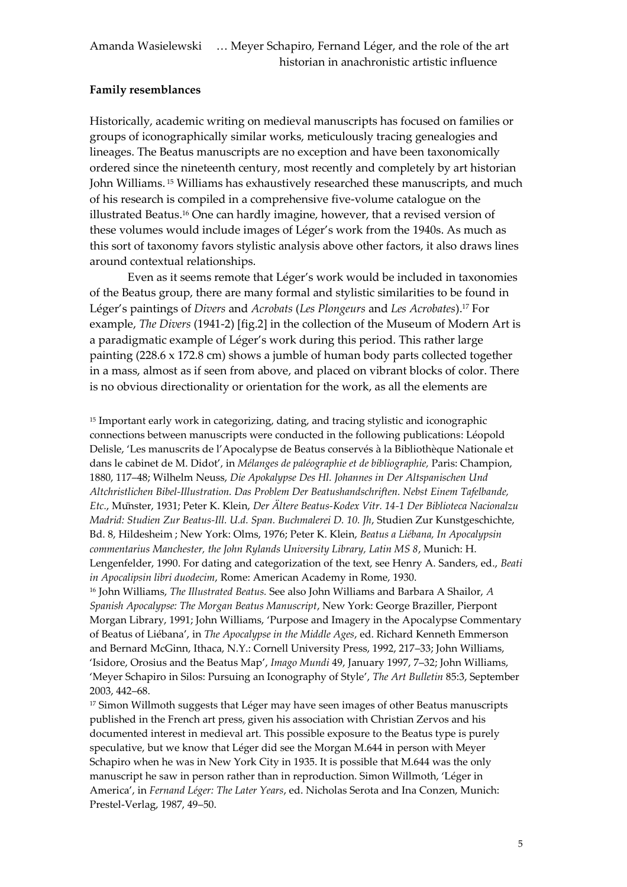## Family resemblances

Historically, academic writing on medieval manuscripts has focused on families or groups of iconographically similar works, meticulously tracing genealogies and lineages. The Beatus manuscripts are no exception and have been taxonomically ordered since the nineteenth century, most recently and completely by art historian John Williams.[15] Williams has exhaustively researched these manuscripts, and much of his research is compiled in a comprehensive five-volume catalogue on the illustrated Beatus.[16] One can hardly imagine, however, that a revised version of these volumes would include images of Léger's work from the 1940s. As much as this sort of taxonomy favors stylistic analysis above other factors, it also draws lines around contextual relationships.

Even as it seems remote that Léger's work would be included in taxonomies of the Beatus group, there are many formal and stylistic similarities to be found in Léger's paintings of *Divers* and *Acrobats* (*Les Plongeurs* and *Les Acrobates*).[17] For example, *The Divers* (1941-2) [fig.2] in the collection of the Museum of Modern Art is a paradigmatic example of Léger's work during this period. This rather large painting (228.6 x 172.8 cm) shows a jumble of human body parts collected together in a mass, almost as if seen from above, and placed on vibrant blocks of color. There is no obvious directionality or orientation for the work, as all the elements are

[15] Important early work in categorizing, dating, and tracing stylistic and iconographic connections between manuscripts were conducted in the following publications: Léopold Delisle, 'Les manuscrits de l'Apocalypse de Beatus conservés à la Bibliothèque Nationale et dans le cabinet de M. Didot', in *Mélanges de paléographie et de bibliographie,* Paris: Champion, 1880, 117–48; Wilhelm Neuss, *Die Apokalypse Des Hl. Johannes in Der Altspanischen Und Altchristlichen Bibel-Illustration. Das Problem Der Beatushandschriften. Nebst Einem Tafelbande, Etc.*, Münster, 1931; Peter K. Klein, *Der Ältere Beatus-Kodex Vitr. 14-1 Der Biblioteca Nacionalzu Madrid: Studien Zur Beatus-Ill. U.d. Span. Buchmalerei D. 10. Jh*, Studien Zur Kunstgeschichte, Bd. 8, Hildesheim ; New York: Olms, 1976; Peter K. Klein, *Beatus a Liébana, In Apocalypsin commentarius Manchester, the John Rylands University Library, Latin MS 8*, Munich: H. Lengenfelder, 1990. For dating and categorization of the text, see Henry A. Sanders, ed., *Beati in Apocalipsin libri duodecim*, Rome: American Academy in Rome, 1930.

[16] John Williams, *The Illustrated Beatus.* See also John Williams and Barbara A Shailor, *A Spanish Apocalypse: The Morgan Beatus Manuscript*, New York: George Braziller, Pierpont Morgan Library, 1991; John Williams, 'Purpose and Imagery in the Apocalypse Commentary of Beatus of Liébana', in *The Apocalypse in the Middle Ages*, ed. Richard Kenneth Emmerson and Bernard McGinn, Ithaca, N.Y.: Cornell University Press, 1992, 217–33; John Williams, 'Isidore, Orosius and the Beatus Map', *Imago Mundi* 49, January 1997, 7–32; John Williams, 'Meyer Schapiro in Silos: Pursuing an Iconography of Style', *The Art Bulletin* 85:3, September 2003, 442–68.

[17] Simon Willmoth suggests that Léger may have seen images of other Beatus manuscripts published in the French art press, given his association with Christian Zervos and his documented interest in medieval art. This possible exposure to the Beatus type is purely speculative, but we know that Léger did see the Morgan M.644 in person with Meyer Schapiro when he was in New York City in 1935. It is possible that M.644 was the only manuscript he saw in person rather than in reproduction. Simon Willmoth, 'Léger in America', in *Fernand Léger: The Later Years*, ed. Nicholas Serota and Ina Conzen, Munich: Prestel-Verlag, 1987, 49–50.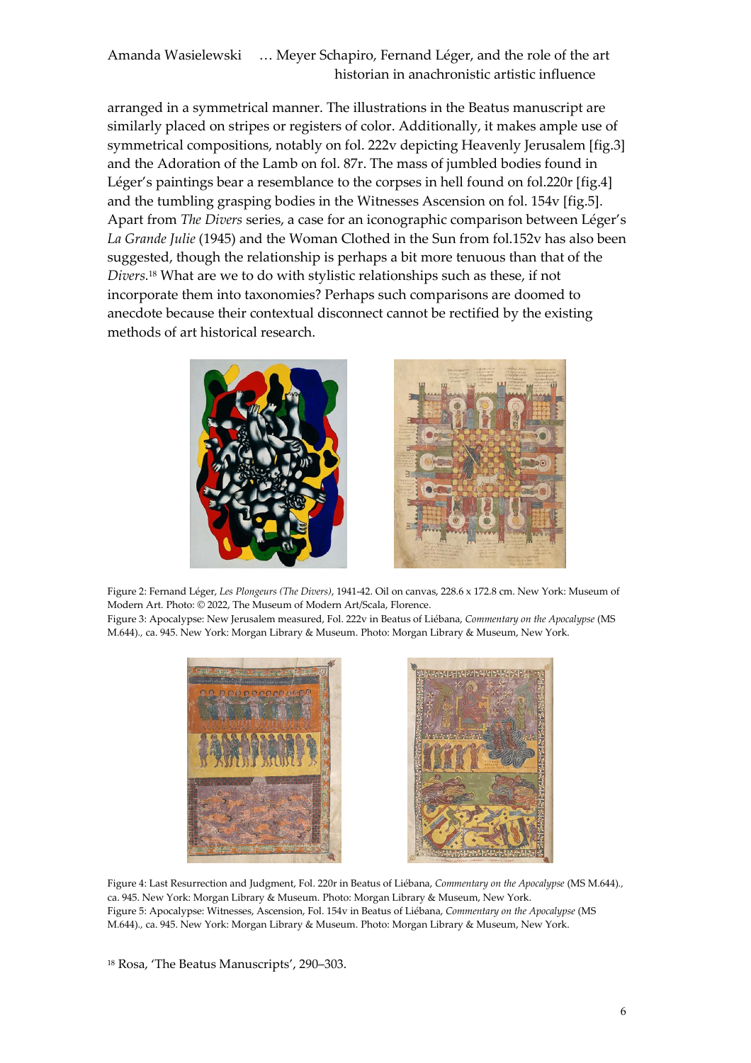arranged in a symmetrical manner. The illustrations in the Beatus manuscript are similarly placed on stripes or registers of color. Additionally, it makes ample use of symmetrical compositions, notably on fol. 222v depicting Heavenly Jerusalem [fig.3] and the Adoration of the Lamb on fol. 87r. The mass of jumbled bodies found in Léger's paintings bear a resemblance to the corpses in hell found on fol.220r [fig.4] and the tumbling grasping bodies in the Witnesses Ascension on fol. 154v [fig.5]. Apart from *The Divers* series, a case for an iconographic comparison between Léger's *La Grande Julie* (1945) and the Woman Clothed in the Sun from fol.152v has also been suggested, though the relationship is perhaps a bit more tenuous than that of the *Divers.*[18] What are we to do with stylistic relationships such as these, if not incorporate them into taxonomies? Perhaps such comparisons are doomed to anecdote because their contextual disconnect cannot be rectified by the existing methods of art historical research.

Figure 2: Fernand Léger, *Les Plongeurs (The Divers)*, 1941-42. Oil on canvas, 228.6 x 172.8 cm. New York: Museum of Modern Art. Photo: © 2022, The Museum of Modern Art/Scala, Florence.
Figure 3: Apocalypse: New Jerusalem measured, Fol. 222v in Beatus of Liébana, *Commentary on the Apocalypse* (MS M.644)., ca. 945. New York: Morgan Library & Museum. Photo: Morgan Library & Museum, New York.

Figure 4: Last Resurrection and Judgment, Fol. 220r in Beatus of Liébana, *Commentary on the Apocalypse* (MS M.644)., ca. 945. New York: Morgan Library & Museum. Photo: Morgan Library & Museum, New York.
Figure 5: Apocalypse: Witnesses, Ascension, Fol. 154v in Beatus of Liébana, *Commentary on the Apocalypse* (MS M.644)., ca. 945. New York: Morgan Library & Museum. Photo: Morgan Library & Museum, New York.

[18] Rosa, 'The Beatus Manuscripts', 290–303.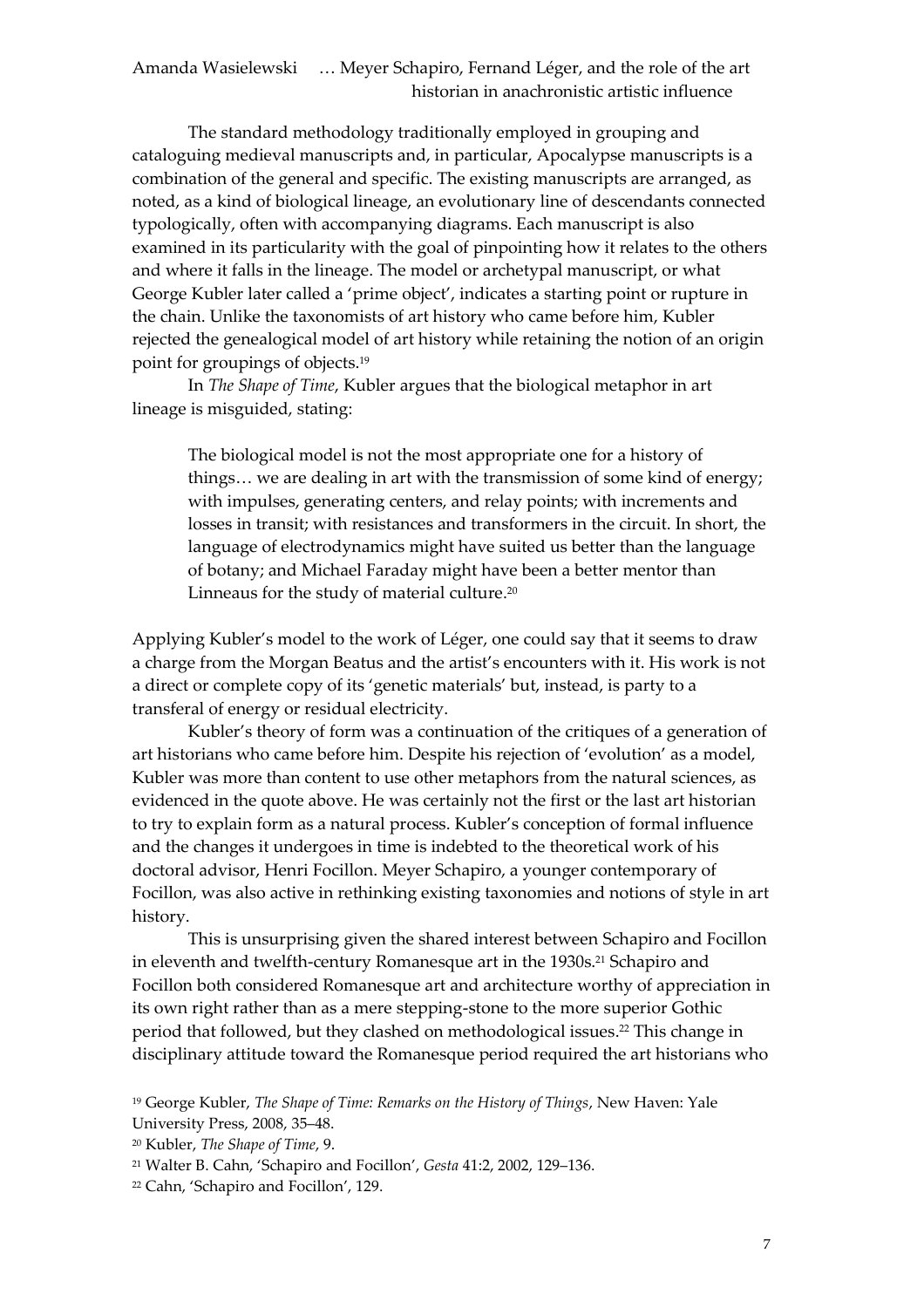The standard methodology traditionally employed in grouping and cataloguing medieval manuscripts and, in particular, Apocalypse manuscripts is a combination of the general and specific. The existing manuscripts are arranged, as noted, as a kind of biological lineage, an evolutionary line of descendants connected typologically, often with accompanying diagrams. Each manuscript is also examined in its particularity with the goal of pinpointing how it relates to the others and where it falls in the lineage. The model or archetypal manuscript, or what George Kubler later called a 'prime object', indicates a starting point or rupture in the chain. Unlike the taxonomists of art history who came before him, Kubler rejected the genealogical model of art history while retaining the notion of an origin point for groupings of objects.[19]

In *The Shape of Time*, Kubler argues that the biological metaphor in art lineage is misguided, stating:

> The biological model is not the most appropriate one for a history of things… we are dealing in art with the transmission of some kind of energy; with impulses, generating centers, and relay points; with increments and losses in transit; with resistances and transformers in the circuit. In short, the language of electrodynamics might have suited us better than the language of botany; and Michael Faraday might have been a better mentor than Linneaus for the study of material culture.[20]

Applying Kubler's model to the work of Léger, one could say that it seems to draw a charge from the Morgan Beatus and the artist's encounters with it. His work is not a direct or complete copy of its 'genetic materials' but, instead, is party to a transferal of energy or residual electricity.

Kubler's theory of form was a continuation of the critiques of a generation of art historians who came before him. Despite his rejection of 'evolution' as a model, Kubler was more than content to use other metaphors from the natural sciences, as evidenced in the quote above. He was certainly not the first or the last art historian to try to explain form as a natural process. Kubler's conception of formal influence and the changes it undergoes in time is indebted to the theoretical work of his doctoral advisor, Henri Focillon. Meyer Schapiro, a younger contemporary of Focillon, was also active in rethinking existing taxonomies and notions of style in art history.

This is unsurprising given the shared interest between Schapiro and Focillon in eleventh and twelfth-century Romanesque art in the 1930s.[21] Schapiro and Focillon both considered Romanesque art and architecture worthy of appreciation in its own right rather than as a mere stepping-stone to the more superior Gothic period that followed, but they clashed on methodological issues.[22] This change in disciplinary attitude toward the Romanesque period required the art historians who

[19] George Kubler, *The Shape of Time: Remarks on the History of Things*, New Haven: Yale University Press, 2008, 35–48.

[20] Kubler, *The Shape of Time*, 9.

[21] Walter B. Cahn, 'Schapiro and Focillon', *Gesta* 41:2, 2002, 129–136.

[22] Cahn, 'Schapiro and Focillon', 129.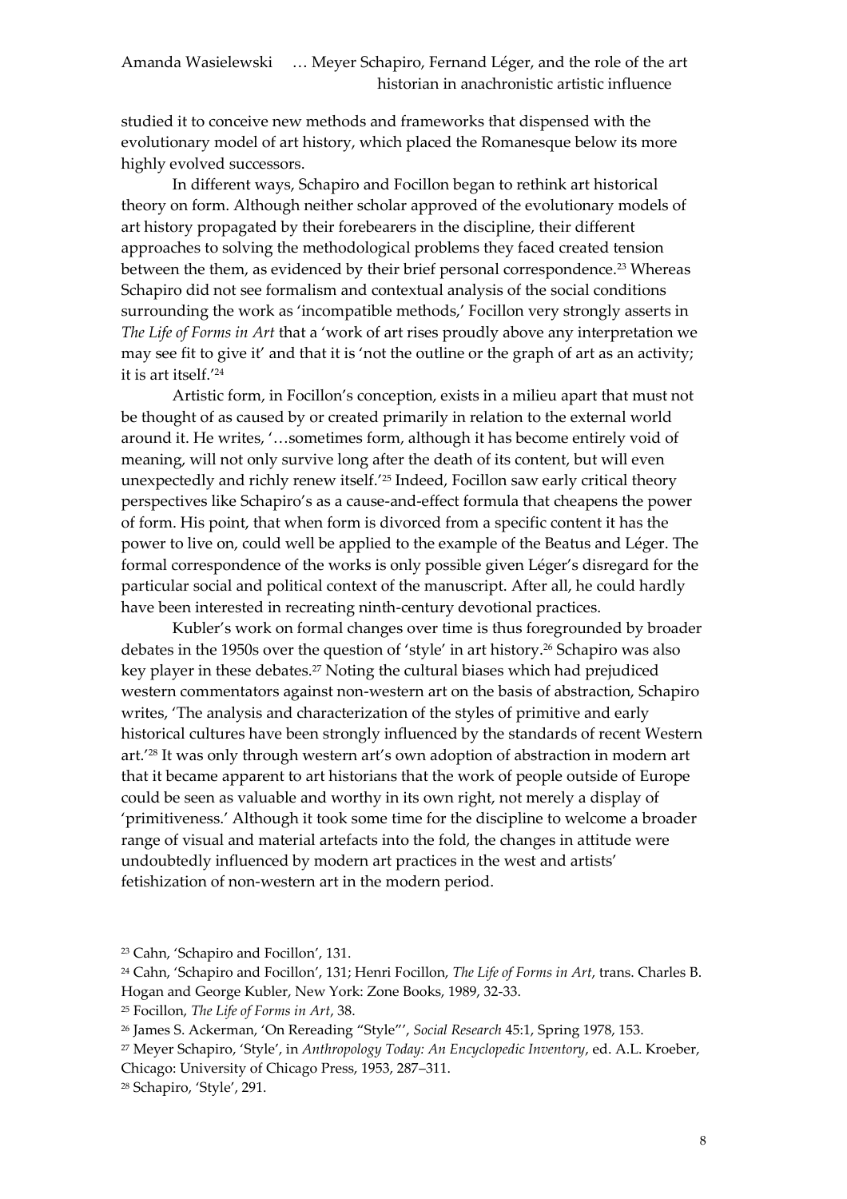studied it to conceive new methods and frameworks that dispensed with the evolutionary model of art history, which placed the Romanesque below its more highly evolved successors.

In different ways, Schapiro and Focillon began to rethink art historical theory on form. Although neither scholar approved of the evolutionary models of art history propagated by their forebearers in the discipline, their different approaches to solving the methodological problems they faced created tension between the them, as evidenced by their brief personal correspondence.[23] Whereas Schapiro did not see formalism and contextual analysis of the social conditions surrounding the work as 'incompatible methods,' Focillon very strongly asserts in *The Life of Forms in Art* that a 'work of art rises proudly above any interpretation we may see fit to give it' and that it is 'not the outline or the graph of art as an activity; it is art itself.'[24]

Artistic form, in Focillon's conception, exists in a milieu apart that must not be thought of as caused by or created primarily in relation to the external world around it. He writes, '…sometimes form, although it has become entirely void of meaning, will not only survive long after the death of its content, but will even unexpectedly and richly renew itself.'[25] Indeed, Focillon saw early critical theory perspectives like Schapiro's as a cause-and-effect formula that cheapens the power of form. His point, that when form is divorced from a specific content it has the power to live on, could well be applied to the example of the Beatus and Léger. The formal correspondence of the works is only possible given Léger's disregard for the particular social and political context of the manuscript. After all, he could hardly have been interested in recreating ninth-century devotional practices.

Kubler's work on formal changes over time is thus foregrounded by broader debates in the 1950s over the question of 'style' in art history.[26] Schapiro was also key player in these debates.[27] Noting the cultural biases which had prejudiced western commentators against non-western art on the basis of abstraction, Schapiro writes, 'The analysis and characterization of the styles of primitive and early historical cultures have been strongly influenced by the standards of recent Western art.'[28] It was only through western art's own adoption of abstraction in modern art that it became apparent to art historians that the work of people outside of Europe could be seen as valuable and worthy in its own right, not merely a display of 'primitiveness.' Although it took some time for the discipline to welcome a broader range of visual and material artefacts into the fold, the changes in attitude were undoubtedly influenced by modern art practices in the west and artists' fetishization of non-western art in the modern period.

---

[23] Cahn, 'Schapiro and Focillon', 131.

[24] Cahn, 'Schapiro and Focillon', 131; Henri Focillon, *The Life of Forms in Art*, trans. Charles B. Hogan and George Kubler, New York: Zone Books, 1989, 32-33.

[25] Focillon, *The Life of Forms in Art*, 38.

[26] James S. Ackerman, 'On Rereading "Style"', *Social Research* 45:1, Spring 1978, 153.

[27] Meyer Schapiro, 'Style', in *Anthropology Today: An Encyclopedic Inventory*, ed. A.L. Kroeber, Chicago: University of Chicago Press, 1953, 287–311.

[28] Schapiro, 'Style', 291.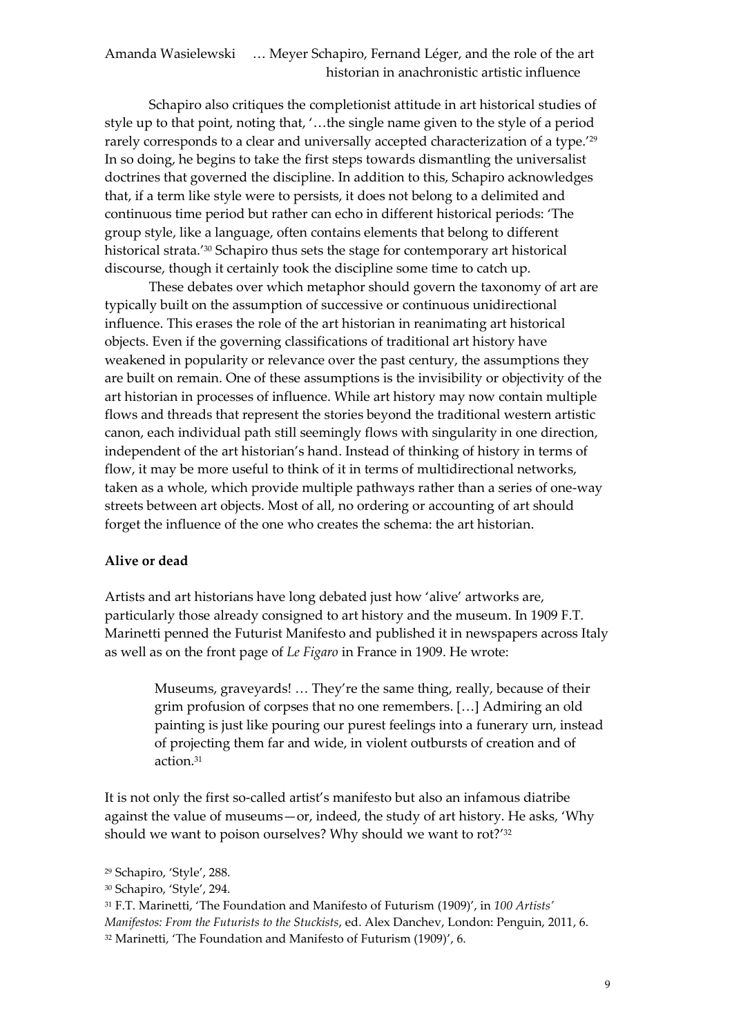Schapiro also critiques the completionist attitude in art historical studies of style up to that point, noting that, '…the single name given to the style of a period rarely corresponds to a clear and universally accepted characterization of a type.'[29] In so doing, he begins to take the first steps towards dismantling the universalist doctrines that governed the discipline. In addition to this, Schapiro acknowledges that, if a term like style were to persists, it does not belong to a delimited and continuous time period but rather can echo in different historical periods: 'The group style, like a language, often contains elements that belong to different historical strata.'[30] Schapiro thus sets the stage for contemporary art historical discourse, though it certainly took the discipline some time to catch up.

These debates over which metaphor should govern the taxonomy of art are typically built on the assumption of successive or continuous unidirectional influence. This erases the role of the art historian in reanimating art historical objects. Even if the governing classifications of traditional art history have weakened in popularity or relevance over the past century, the assumptions they are built on remain. One of these assumptions is the invisibility or objectivity of the art historian in processes of influence. While art history may now contain multiple flows and threads that represent the stories beyond the traditional western artistic canon, each individual path still seemingly flows with singularity in one direction, independent of the art historian's hand. Instead of thinking of history in terms of flow, it may be more useful to think of it in terms of multidirectional networks, taken as a whole, which provide multiple pathways rather than a series of one-way streets between art objects. Most of all, no ordering or accounting of art should forget the influence of the one who creates the schema: the art historian.

**Alive or dead**

Artists and art historians have long debated just how 'alive' artworks are, particularly those already consigned to art history and the museum. In 1909 F.T. Marinetti penned the Futurist Manifesto and published it in newspapers across Italy as well as on the front page of *Le Figaro* in France in 1909. He wrote:

> Museums, graveyards! … They're the same thing, really, because of their grim profusion of corpses that no one remembers. […] Admiring an old painting is just like pouring our purest feelings into a funerary urn, instead of projecting them far and wide, in violent outbursts of creation and of action.[31]

It is not only the first so-called artist's manifesto but also an infamous diatribe against the value of museums—or, indeed, the study of art history. He asks, 'Why should we want to poison ourselves? Why should we want to rot?'[32]

[29] Schapiro, 'Style', 288.

[30] Schapiro, 'Style', 294.

[31] F.T. Marinetti, 'The Foundation and Manifesto of Futurism (1909)', in *100 Artists' Manifestos: From the Futurists to the Stuckists*, ed. Alex Danchev, London: Penguin, 2011, 6.

[32] Marinetti, 'The Foundation and Manifesto of Futurism (1909)', 6.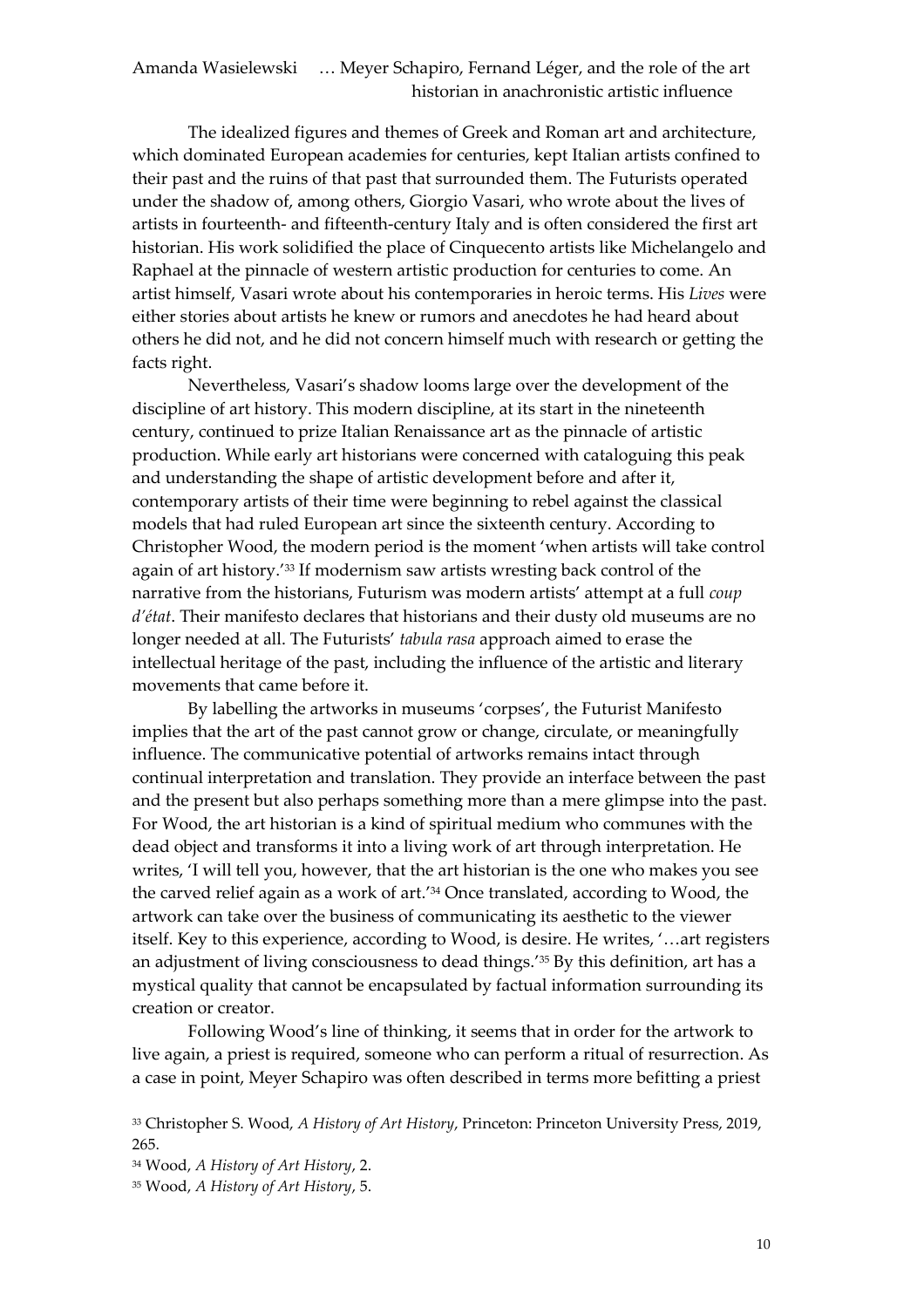The idealized figures and themes of Greek and Roman art and architecture, which dominated European academies for centuries, kept Italian artists confined to their past and the ruins of that past that surrounded them. The Futurists operated under the shadow of, among others, Giorgio Vasari, who wrote about the lives of artists in fourteenth- and fifteenth-century Italy and is often considered the first art historian. His work solidified the place of Cinquecento artists like Michelangelo and Raphael at the pinnacle of western artistic production for centuries to come. An artist himself, Vasari wrote about his contemporaries in heroic terms. His *Lives* were either stories about artists he knew or rumors and anecdotes he had heard about others he did not, and he did not concern himself much with research or getting the facts right.

Nevertheless, Vasari's shadow looms large over the development of the discipline of art history. This modern discipline, at its start in the nineteenth century, continued to prize Italian Renaissance art as the pinnacle of artistic production. While early art historians were concerned with cataloguing this peak and understanding the shape of artistic development before and after it, contemporary artists of their time were beginning to rebel against the classical models that had ruled European art since the sixteenth century. According to Christopher Wood, the modern period is the moment 'when artists will take control again of art history.'[33] If modernism saw artists wresting back control of the narrative from the historians, Futurism was modern artists' attempt at a full *coup d'état*. Their manifesto declares that historians and their dusty old museums are no longer needed at all. The Futurists' *tabula rasa* approach aimed to erase the intellectual heritage of the past, including the influence of the artistic and literary movements that came before it.

By labelling the artworks in museums 'corpses', the Futurist Manifesto implies that the art of the past cannot grow or change, circulate, or meaningfully influence. The communicative potential of artworks remains intact through continual interpretation and translation. They provide an interface between the past and the present but also perhaps something more than a mere glimpse into the past. For Wood, the art historian is a kind of spiritual medium who communes with the dead object and transforms it into a living work of art through interpretation. He writes, 'I will tell you, however, that the art historian is the one who makes you see the carved relief again as a work of art.'[34] Once translated, according to Wood, the artwork can take over the business of communicating its aesthetic to the viewer itself. Key to this experience, according to Wood, is desire. He writes, '…art registers an adjustment of living consciousness to dead things.'[35] By this definition, art has a mystical quality that cannot be encapsulated by factual information surrounding its creation or creator.

Following Wood's line of thinking, it seems that in order for the artwork to live again, a priest is required, someone who can perform a ritual of resurrection. As a case in point, Meyer Schapiro was often described in terms more befitting a priest

[33] Christopher S. Wood, *A History of Art History*, Princeton: Princeton University Press, 2019, 265.

[34] Wood, *A History of Art History*, 2.

[35] Wood, *A History of Art History*, 5.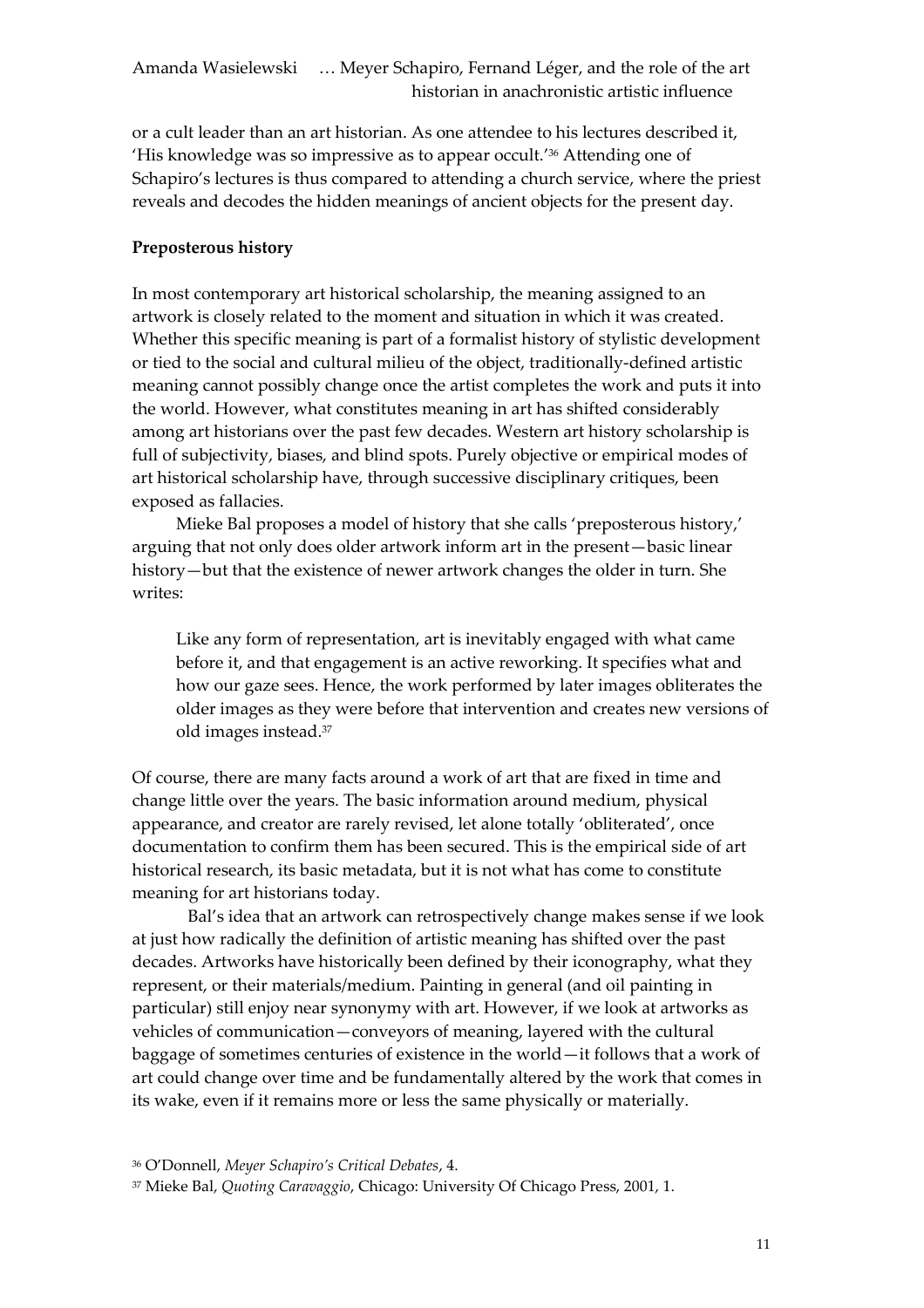or a cult leader than an art historian. As one attendee to his lectures described it, 'His knowledge was so impressive as to appear occult.'[36] Attending one of Schapiro's lectures is thus compared to attending a church service, where the priest reveals and decodes the hidden meanings of ancient objects for the present day.

**Preposterous history**

In most contemporary art historical scholarship, the meaning assigned to an artwork is closely related to the moment and situation in which it was created. Whether this specific meaning is part of a formalist history of stylistic development or tied to the social and cultural milieu of the object, traditionally-defined artistic meaning cannot possibly change once the artist completes the work and puts it into the world. However, what constitutes meaning in art has shifted considerably among art historians over the past few decades. Western art history scholarship is full of subjectivity, biases, and blind spots. Purely objective or empirical modes of art historical scholarship have, through successive disciplinary critiques, been exposed as fallacies.

Mieke Bal proposes a model of history that she calls 'preposterous history,' arguing that not only does older artwork inform art in the present—basic linear history—but that the existence of newer artwork changes the older in turn. She writes:

> Like any form of representation, art is inevitably engaged with what came before it, and that engagement is an active reworking. It specifies what and how our gaze sees. Hence, the work performed by later images obliterates the older images as they were before that intervention and creates new versions of old images instead.[37]

Of course, there are many facts around a work of art that are fixed in time and change little over the years. The basic information around medium, physical appearance, and creator are rarely revised, let alone totally 'obliterated', once documentation to confirm them has been secured. This is the empirical side of art historical research, its basic metadata, but it is not what has come to constitute meaning for art historians today.

Bal's idea that an artwork can retrospectively change makes sense if we look at just how radically the definition of artistic meaning has shifted over the past decades. Artworks have historically been defined by their iconography, what they represent, or their materials/medium. Painting in general (and oil painting in particular) still enjoy near synonymy with art. However, if we look at artworks as vehicles of communication—conveyors of meaning, layered with the cultural baggage of sometimes centuries of existence in the world—it follows that a work of art could change over time and be fundamentally altered by the work that comes in its wake, even if it remains more or less the same physically or materially.

[36] O'Donnell, *Meyer Schapiro's Critical Debates*, 4.

[37] Mieke Bal, *Quoting Caravaggio*, Chicago: University Of Chicago Press, 2001, 1.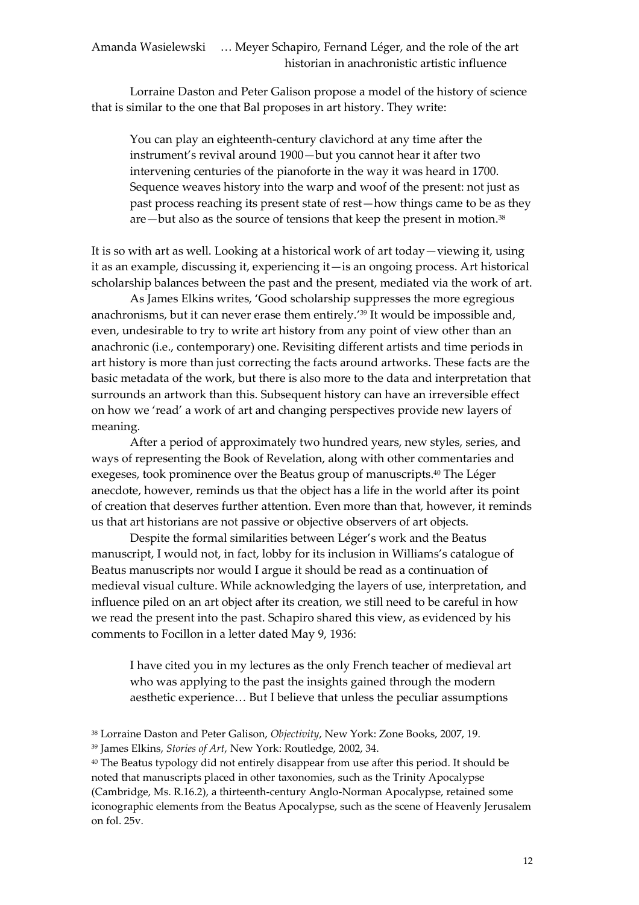Lorraine Daston and Peter Galison propose a model of the history of science that is similar to the one that Bal proposes in art history. They write:

> You can play an eighteenth-century clavichord at any time after the instrument's revival around 1900—but you cannot hear it after two intervening centuries of the pianoforte in the way it was heard in 1700. Sequence weaves history into the warp and woof of the present: not just as past process reaching its present state of rest—how things came to be as they are—but also as the source of tensions that keep the present in motion.[38]

It is so with art as well. Looking at a historical work of art today—viewing it, using it as an example, discussing it, experiencing it—is an ongoing process. Art historical scholarship balances between the past and the present, mediated via the work of art.

As James Elkins writes, 'Good scholarship suppresses the more egregious anachronisms, but it can never erase them entirely.'[39] It would be impossible and, even, undesirable to try to write art history from any point of view other than an anachronic (i.e., contemporary) one. Revisiting different artists and time periods in art history is more than just correcting the facts around artworks. These facts are the basic metadata of the work, but there is also more to the data and interpretation that surrounds an artwork than this. Subsequent history can have an irreversible effect on how we 'read' a work of art and changing perspectives provide new layers of meaning.

After a period of approximately two hundred years, new styles, series, and ways of representing the Book of Revelation, along with other commentaries and exegeses, took prominence over the Beatus group of manuscripts.[40] The Léger anecdote, however, reminds us that the object has a life in the world after its point of creation that deserves further attention. Even more than that, however, it reminds us that art historians are not passive or objective observers of art objects.

Despite the formal similarities between Léger's work and the Beatus manuscript, I would not, in fact, lobby for its inclusion in Williams's catalogue of Beatus manuscripts nor would I argue it should be read as a continuation of medieval visual culture. While acknowledging the layers of use, interpretation, and influence piled on an art object after its creation, we still need to be careful in how we read the present into the past. Schapiro shared this view, as evidenced by his comments to Focillon in a letter dated May 9, 1936:

> I have cited you in my lectures as the only French teacher of medieval art who was applying to the past the insights gained through the modern aesthetic experience… But I believe that unless the peculiar assumptions

---

[38] Lorraine Daston and Peter Galison, *Objectivity*, New York: Zone Books, 2007, 19.

[39] James Elkins, *Stories of Art*, New York: Routledge, 2002, 34.

[40] The Beatus typology did not entirely disappear from use after this period. It should be noted that manuscripts placed in other taxonomies, such as the Trinity Apocalypse (Cambridge, Ms. R.16.2), a thirteenth-century Anglo-Norman Apocalypse, retained some iconographic elements from the Beatus Apocalypse, such as the scene of Heavenly Jerusalem on fol. 25v.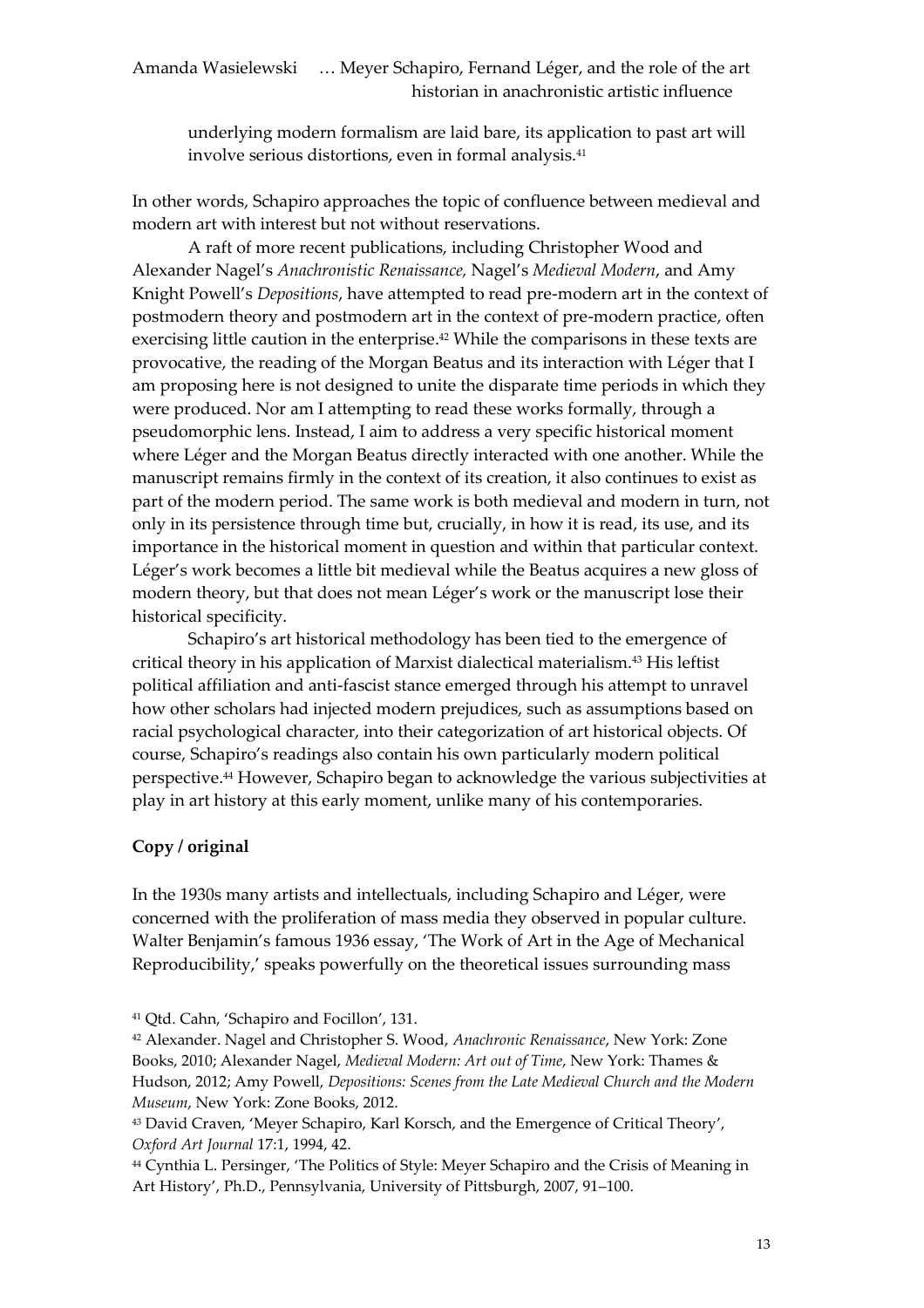underlying modern formalism are laid bare, its application to past art will involve serious distortions, even in formal analysis.[41]

In other words, Schapiro approaches the topic of confluence between medieval and modern art with interest but not without reservations.

A raft of more recent publications, including Christopher Wood and Alexander Nagel's *Anachronistic Renaissance*, Nagel's *Medieval Modern*, and Amy Knight Powell's *Depositions*, have attempted to read pre-modern art in the context of postmodern theory and postmodern art in the context of pre-modern practice, often exercising little caution in the enterprise.[42] While the comparisons in these texts are provocative, the reading of the Morgan Beatus and its interaction with Léger that I am proposing here is not designed to unite the disparate time periods in which they were produced. Nor am I attempting to read these works formally, through a pseudomorphic lens. Instead, I aim to address a very specific historical moment where Léger and the Morgan Beatus directly interacted with one another. While the manuscript remains firmly in the context of its creation, it also continues to exist as part of the modern period. The same work is both medieval and modern in turn, not only in its persistence through time but, crucially, in how it is read, its use, and its importance in the historical moment in question and within that particular context. Léger's work becomes a little bit medieval while the Beatus acquires a new gloss of modern theory, but that does not mean Léger's work or the manuscript lose their historical specificity.

Schapiro's art historical methodology has been tied to the emergence of critical theory in his application of Marxist dialectical materialism.[43] His leftist political affiliation and anti-fascist stance emerged through his attempt to unravel how other scholars had injected modern prejudices, such as assumptions based on racial psychological character, into their categorization of art historical objects. Of course, Schapiro's readings also contain his own particularly modern political perspective.[44] However, Schapiro began to acknowledge the various subjectivities at play in art history at this early moment, unlike many of his contemporaries.

## Copy / original

In the 1930s many artists and intellectuals, including Schapiro and Léger, were concerned with the proliferation of mass media they observed in popular culture. Walter Benjamin's famous 1936 essay, 'The Work of Art in the Age of Mechanical Reproducibility,' speaks powerfully on the theoretical issues surrounding mass

---

[41] Qtd. Cahn, 'Schapiro and Focillon', 131.

[42] Alexander. Nagel and Christopher S. Wood, *Anachronic Renaissance*, New York: Zone Books, 2010; Alexander Nagel, *Medieval Modern: Art out of Time*, New York: Thames & Hudson, 2012; Amy Powell, *Depositions: Scenes from the Late Medieval Church and the Modern Museum*, New York: Zone Books, 2012.

[43] David Craven, 'Meyer Schapiro, Karl Korsch, and the Emergence of Critical Theory', *Oxford Art Journal* 17:1, 1994, 42.

[44] Cynthia L. Persinger, 'The Politics of Style: Meyer Schapiro and the Crisis of Meaning in Art History', Ph.D., Pennsylvania, University of Pittsburgh, 2007, 91–100.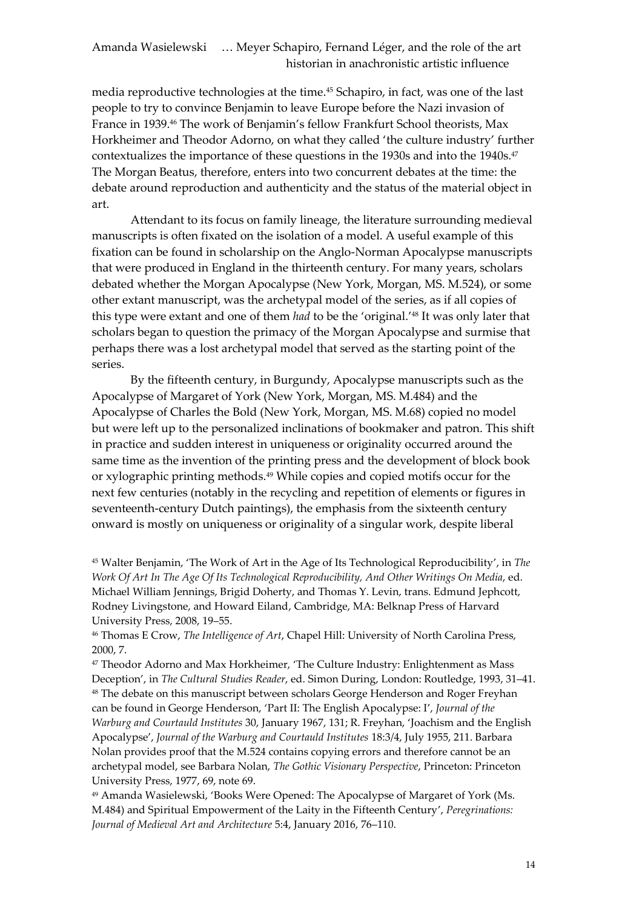media reproductive technologies at the time.[45] Schapiro, in fact, was one of the last people to try to convince Benjamin to leave Europe before the Nazi invasion of France in 1939.[46] The work of Benjamin's fellow Frankfurt School theorists, Max Horkheimer and Theodor Adorno, on what they called 'the culture industry' further contextualizes the importance of these questions in the 1930s and into the 1940s.[47] The Morgan Beatus, therefore, enters into two concurrent debates at the time: the debate around reproduction and authenticity and the status of the material object in art.

Attendant to its focus on family lineage, the literature surrounding medieval manuscripts is often fixated on the isolation of a model. A useful example of this fixation can be found in scholarship on the Anglo-Norman Apocalypse manuscripts that were produced in England in the thirteenth century. For many years, scholars debated whether the Morgan Apocalypse (New York, Morgan, MS. M.524), or some other extant manuscript, was the archetypal model of the series, as if all copies of this type were extant and one of them *had* to be the 'original.'[48] It was only later that scholars began to question the primacy of the Morgan Apocalypse and surmise that perhaps there was a lost archetypal model that served as the starting point of the series.

By the fifteenth century, in Burgundy, Apocalypse manuscripts such as the Apocalypse of Margaret of York (New York, Morgan, MS. M.484) and the Apocalypse of Charles the Bold (New York, Morgan, MS. M.68) copied no model but were left up to the personalized inclinations of bookmaker and patron. This shift in practice and sudden interest in uniqueness or originality occurred around the same time as the invention of the printing press and the development of block book or xylographic printing methods.[49] While copies and copied motifs occur for the next few centuries (notably in the recycling and repetition of elements or figures in seventeenth-century Dutch paintings), the emphasis from the sixteenth century onward is mostly on uniqueness or originality of a singular work, despite liberal

[45] Walter Benjamin, 'The Work of Art in the Age of Its Technological Reproducibility', in *The Work Of Art In The Age Of Its Technological Reproducibility, And Other Writings On Media*, ed. Michael William Jennings, Brigid Doherty, and Thomas Y. Levin, trans. Edmund Jephcott, Rodney Livingstone, and Howard Eiland, Cambridge, MA: Belknap Press of Harvard University Press, 2008, 19–55.

[46] Thomas E Crow, *The Intelligence of Art*, Chapel Hill: University of North Carolina Press, 2000, 7.

[47] Theodor Adorno and Max Horkheimer, 'The Culture Industry: Enlightenment as Mass Deception', in *The Cultural Studies Reader*, ed. Simon During, London: Routledge, 1993, 31–41.

[48] The debate on this manuscript between scholars George Henderson and Roger Freyhan can be found in George Henderson, 'Part II: The English Apocalypse: I', *Journal of the Warburg and Courtauld Institutes* 30, January 1967, 131; R. Freyhan, 'Joachism and the English Apocalypse', *Journal of the Warburg and Courtauld Institutes* 18:3/4, July 1955, 211. Barbara Nolan provides proof that the M.524 contains copying errors and therefore cannot be an archetypal model, see Barbara Nolan, *The Gothic Visionary Perspective*, Princeton: Princeton University Press, 1977, 69, note 69.

[49] Amanda Wasielewski, 'Books Were Opened: The Apocalypse of Margaret of York (Ms. M.484) and Spiritual Empowerment of the Laity in the Fifteenth Century', *Peregrinations: Journal of Medieval Art and Architecture* 5:4, January 2016, 76–110.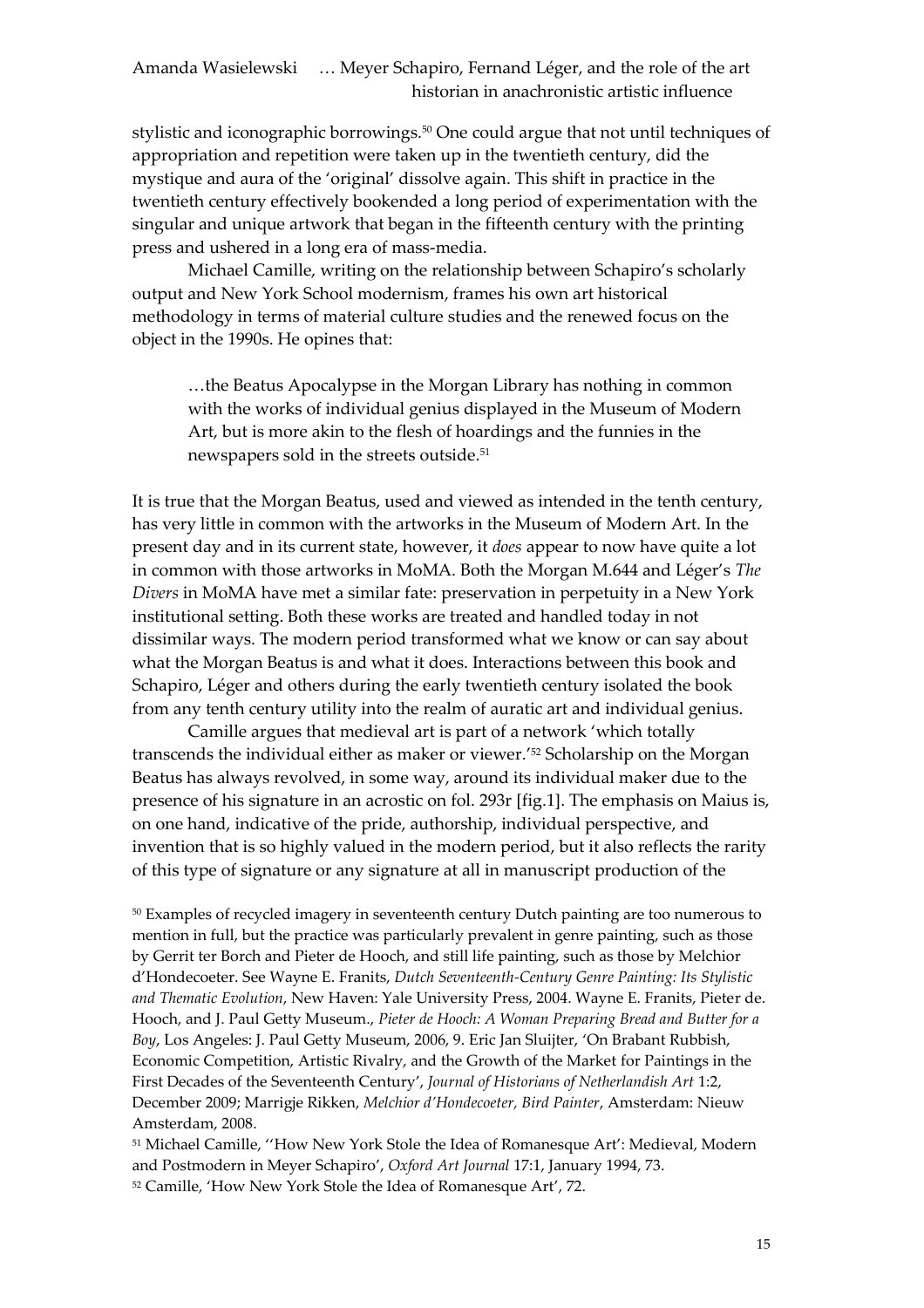stylistic and iconographic borrowings.[50] One could argue that not until techniques of appropriation and repetition were taken up in the twentieth century, did the mystique and aura of the 'original' dissolve again. This shift in practice in the twentieth century effectively bookended a long period of experimentation with the singular and unique artwork that began in the fifteenth century with the printing press and ushered in a long era of mass-media.

Michael Camille, writing on the relationship between Schapiro's scholarly output and New York School modernism, frames his own art historical methodology in terms of material culture studies and the renewed focus on the object in the 1990s. He opines that:

> …the Beatus Apocalypse in the Morgan Library has nothing in common with the works of individual genius displayed in the Museum of Modern Art, but is more akin to the flesh of hoardings and the funnies in the newspapers sold in the streets outside.[51]

It is true that the Morgan Beatus, used and viewed as intended in the tenth century, has very little in common with the artworks in the Museum of Modern Art. In the present day and in its current state, however, it *does* appear to now have quite a lot in common with those artworks in MoMA. Both the Morgan M.644 and Léger's *The Divers* in MoMA have met a similar fate: preservation in perpetuity in a New York institutional setting. Both these works are treated and handled today in not dissimilar ways. The modern period transformed what we know or can say about what the Morgan Beatus is and what it does. Interactions between this book and Schapiro, Léger and others during the early twentieth century isolated the book from any tenth century utility into the realm of auratic art and individual genius.

Camille argues that medieval art is part of a network 'which totally transcends the individual either as maker or viewer.'[52] Scholarship on the Morgan Beatus has always revolved, in some way, around its individual maker due to the presence of his signature in an acrostic on fol. 293r [fig.1]. The emphasis on Maius is, on one hand, indicative of the pride, authorship, individual perspective, and invention that is so highly valued in the modern period, but it also reflects the rarity of this type of signature or any signature at all in manuscript production of the

[50] Examples of recycled imagery in seventeenth century Dutch painting are too numerous to mention in full, but the practice was particularly prevalent in genre painting, such as those by Gerrit ter Borch and Pieter de Hooch, and still life painting, such as those by Melchior d'Hondecoeter. See Wayne E. Franits, *Dutch Seventeenth-Century Genre Painting: Its Stylistic and Thematic Evolution*, New Haven: Yale University Press, 2004. Wayne E. Franits, Pieter de. Hooch, and J. Paul Getty Museum., *Pieter de Hooch: A Woman Preparing Bread and Butter for a Boy*, Los Angeles: J. Paul Getty Museum, 2006, 9. Eric Jan Sluijter, 'On Brabant Rubbish, Economic Competition, Artistic Rivalry, and the Growth of the Market for Paintings in the First Decades of the Seventeenth Century', *Journal of Historians of Netherlandish Art* 1:2, December 2009; Marrigje Rikken, *Melchior d'Hondecoeter, Bird Painter*, Amsterdam: Nieuw Amsterdam, 2008.

[51] Michael Camille, ''How New York Stole the Idea of Romanesque Art': Medieval, Modern and Postmodern in Meyer Schapiro', *Oxford Art Journal* 17:1, January 1994, 73.

[52] Camille, 'How New York Stole the Idea of Romanesque Art', 72.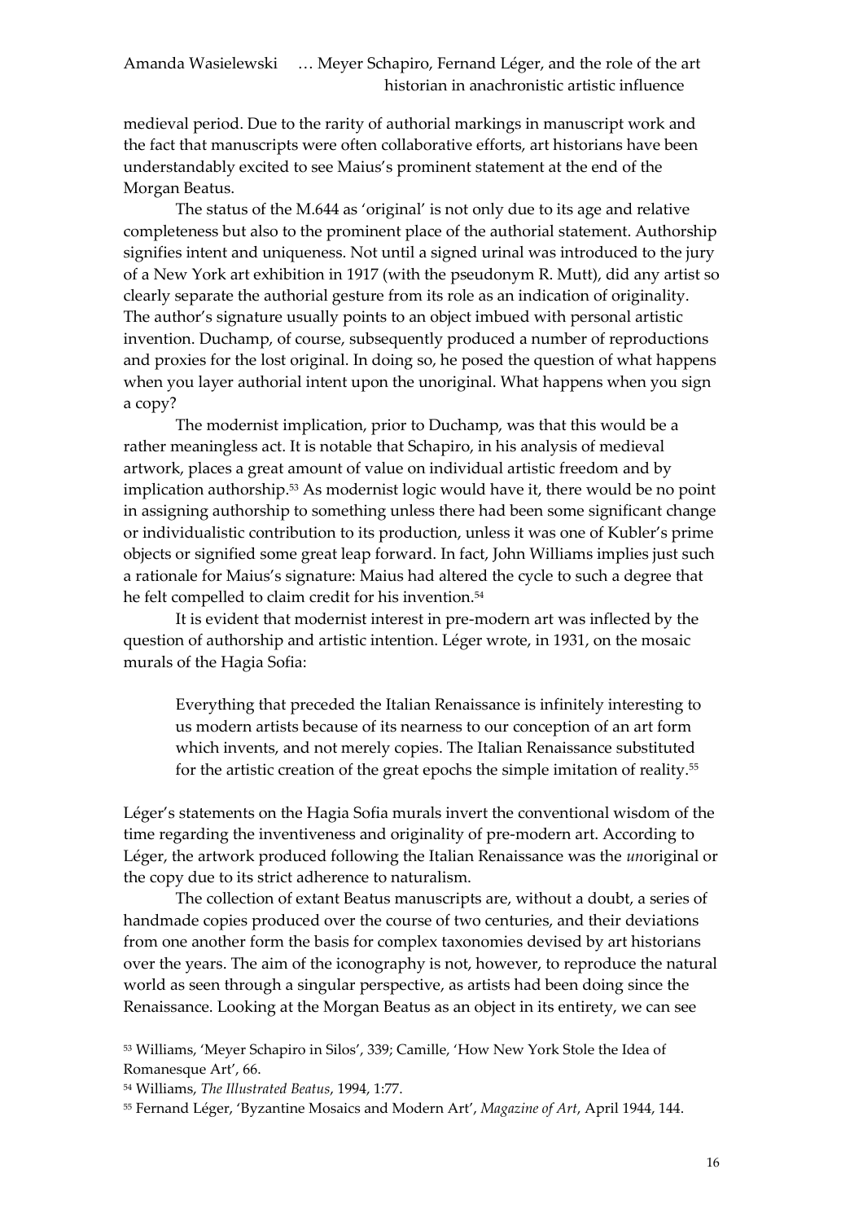medieval period. Due to the rarity of authorial markings in manuscript work and the fact that manuscripts were often collaborative efforts, art historians have been understandably excited to see Maius's prominent statement at the end of the Morgan Beatus.

The status of the M.644 as 'original' is not only due to its age and relative completeness but also to the prominent place of the authorial statement. Authorship signifies intent and uniqueness. Not until a signed urinal was introduced to the jury of a New York art exhibition in 1917 (with the pseudonym R. Mutt), did any artist so clearly separate the authorial gesture from its role as an indication of originality. The author's signature usually points to an object imbued with personal artistic invention. Duchamp, of course, subsequently produced a number of reproductions and proxies for the lost original. In doing so, he posed the question of what happens when you layer authorial intent upon the unoriginal. What happens when you sign a copy?

The modernist implication, prior to Duchamp, was that this would be a rather meaningless act. It is notable that Schapiro, in his analysis of medieval artwork, places a great amount of value on individual artistic freedom and by implication authorship.[53] As modernist logic would have it, there would be no point in assigning authorship to something unless there had been some significant change or individualistic contribution to its production, unless it was one of Kubler's prime objects or signified some great leap forward. In fact, John Williams implies just such a rationale for Maius's signature: Maius had altered the cycle to such a degree that he felt compelled to claim credit for his invention.[54]

It is evident that modernist interest in pre-modern art was inflected by the question of authorship and artistic intention. Léger wrote, in 1931, on the mosaic murals of the Hagia Sofia:

> Everything that preceded the Italian Renaissance is infinitely interesting to us modern artists because of its nearness to our conception of an art form which invents, and not merely copies. The Italian Renaissance substituted for the artistic creation of the great epochs the simple imitation of reality.[55]

Léger's statements on the Hagia Sofia murals invert the conventional wisdom of the time regarding the inventiveness and originality of pre-modern art. According to Léger, the artwork produced following the Italian Renaissance was the *un*original or the copy due to its strict adherence to naturalism.

The collection of extant Beatus manuscripts are, without a doubt, a series of handmade copies produced over the course of two centuries, and their deviations from one another form the basis for complex taxonomies devised by art historians over the years. The aim of the iconography is not, however, to reproduce the natural world as seen through a singular perspective, as artists had been doing since the Renaissance. Looking at the Morgan Beatus as an object in its entirety, we can see

[53] Williams, 'Meyer Schapiro in Silos', 339; Camille, 'How New York Stole the Idea of Romanesque Art', 66.

[54] Williams, *The Illustrated Beatus*, 1994, 1:77.

[55] Fernand Léger, 'Byzantine Mosaics and Modern Art', *Magazine of Art*, April 1944, 144.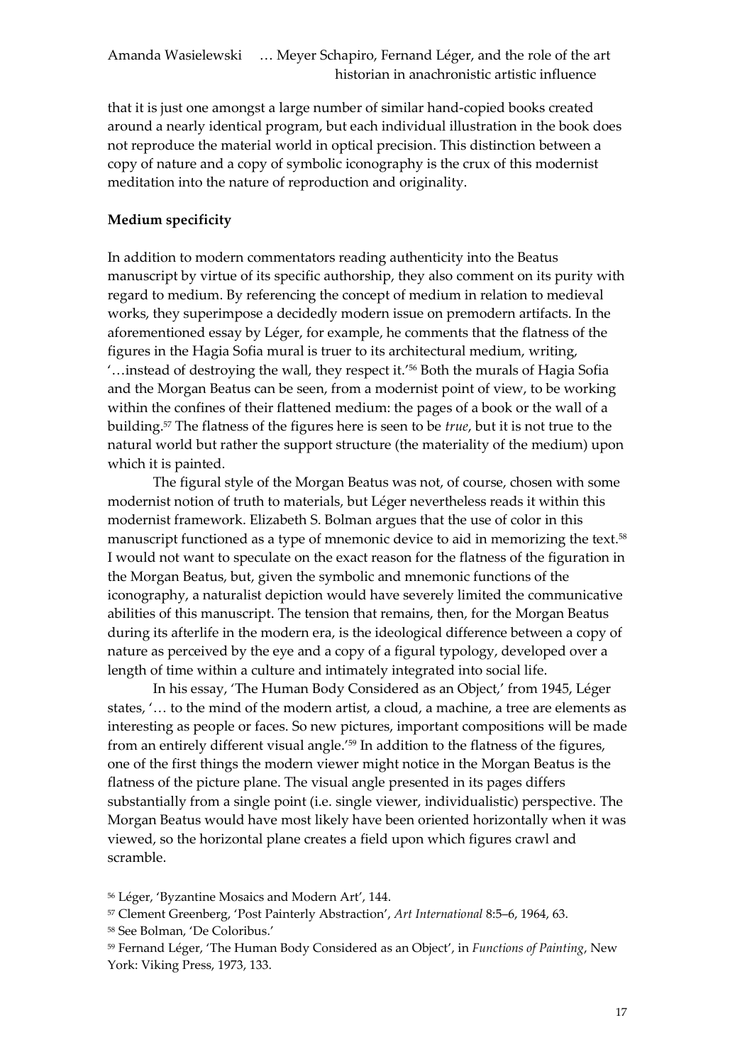that it is just one amongst a large number of similar hand-copied books created around a nearly identical program, but each individual illustration in the book does not reproduce the material world in optical precision. This distinction between a copy of nature and a copy of symbolic iconography is the crux of this modernist meditation into the nature of reproduction and originality.

**Medium specificity**

In addition to modern commentators reading authenticity into the Beatus manuscript by virtue of its specific authorship, they also comment on its purity with regard to medium. By referencing the concept of medium in relation to medieval works, they superimpose a decidedly modern issue on premodern artifacts. In the aforementioned essay by Léger, for example, he comments that the flatness of the figures in the Hagia Sofia mural is truer to its architectural medium, writing, '…instead of destroying the wall, they respect it.'[56] Both the murals of Hagia Sofia and the Morgan Beatus can be seen, from a modernist point of view, to be working within the confines of their flattened medium: the pages of a book or the wall of a building.[57] The flatness of the figures here is seen to be *true*, but it is not true to the natural world but rather the support structure (the materiality of the medium) upon which it is painted.

The figural style of the Morgan Beatus was not, of course, chosen with some modernist notion of truth to materials, but Léger nevertheless reads it within this modernist framework. Elizabeth S. Bolman argues that the use of color in this manuscript functioned as a type of mnemonic device to aid in memorizing the text.[58] I would not want to speculate on the exact reason for the flatness of the figuration in the Morgan Beatus, but, given the symbolic and mnemonic functions of the iconography, a naturalist depiction would have severely limited the communicative abilities of this manuscript. The tension that remains, then, for the Morgan Beatus during its afterlife in the modern era, is the ideological difference between a copy of nature as perceived by the eye and a copy of a figural typology, developed over a length of time within a culture and intimately integrated into social life.

In his essay, 'The Human Body Considered as an Object,' from 1945, Léger states, '… to the mind of the modern artist, a cloud, a machine, a tree are elements as interesting as people or faces. So new pictures, important compositions will be made from an entirely different visual angle.'[59] In addition to the flatness of the figures, one of the first things the modern viewer might notice in the Morgan Beatus is the flatness of the picture plane. The visual angle presented in its pages differs substantially from a single point (i.e. single viewer, individualistic) perspective. The Morgan Beatus would have most likely have been oriented horizontally when it was viewed, so the horizontal plane creates a field upon which figures crawl and scramble.

[56] Léger, 'Byzantine Mosaics and Modern Art', 144.

[57] Clement Greenberg, 'Post Painterly Abstraction', *Art International* 8:5–6, 1964, 63.

[58] See Bolman, 'De Coloribus.'

[59] Fernand Léger, 'The Human Body Considered as an Object', in *Functions of Painting*, New York: Viking Press, 1973, 133.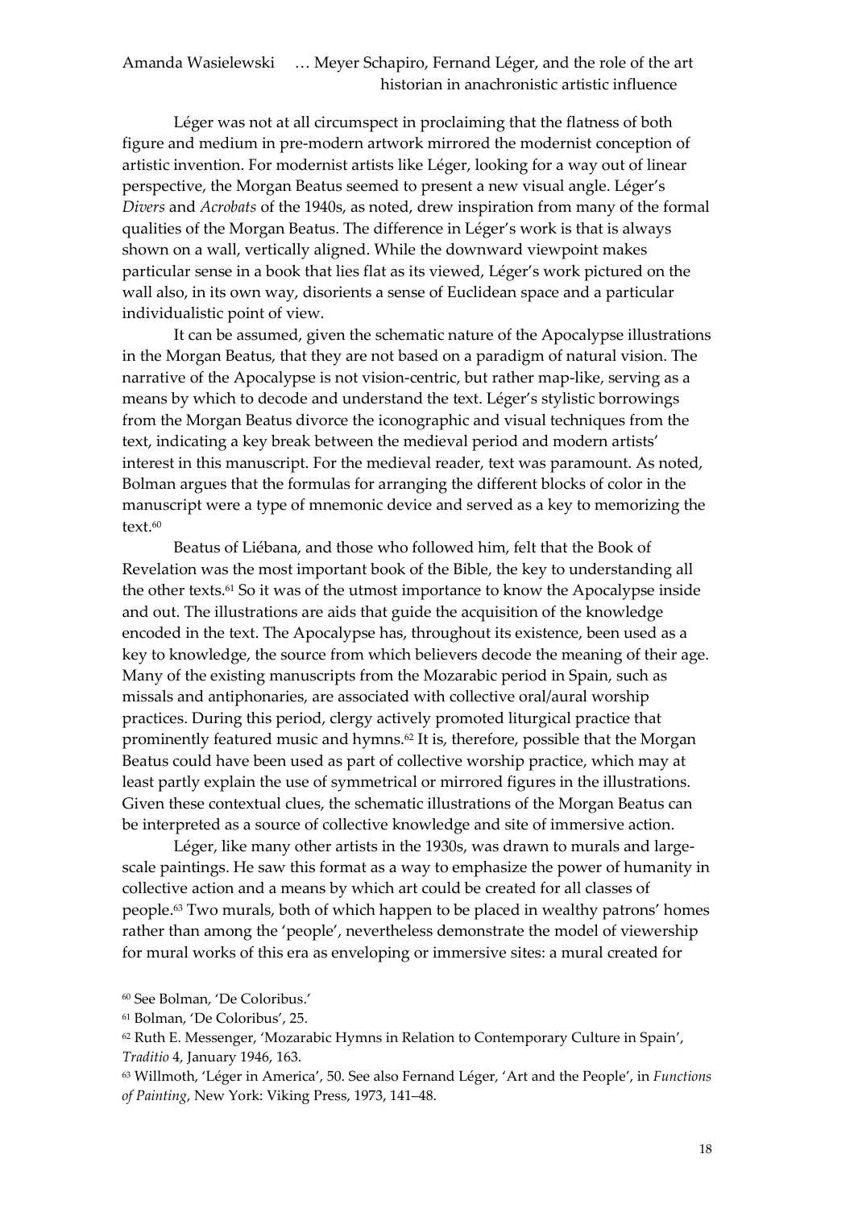Léger was not at all circumspect in proclaiming that the flatness of both figure and medium in pre-modern artwork mirrored the modernist conception of artistic invention. For modernist artists like Léger, looking for a way out of linear perspective, the Morgan Beatus seemed to present a new visual angle. Léger's *Divers* and *Acrobats* of the 1940s, as noted, drew inspiration from many of the formal qualities of the Morgan Beatus. The difference in Léger's work is that is always shown on a wall, vertically aligned. While the downward viewpoint makes particular sense in a book that lies flat as its viewed, Léger's work pictured on the wall also, in its own way, disorients a sense of Euclidean space and a particular individualistic point of view.

It can be assumed, given the schematic nature of the Apocalypse illustrations in the Morgan Beatus, that they are not based on a paradigm of natural vision. The narrative of the Apocalypse is not vision-centric, but rather map-like, serving as a means by which to decode and understand the text. Léger's stylistic borrowings from the Morgan Beatus divorce the iconographic and visual techniques from the text, indicating a key break between the medieval period and modern artists' interest in this manuscript. For the medieval reader, text was paramount. As noted, Bolman argues that the formulas for arranging the different blocks of color in the manuscript were a type of mnemonic device and served as a key to memorizing the text.[60]

Beatus of Liébana, and those who followed him, felt that the Book of Revelation was the most important book of the Bible, the key to understanding all the other texts.[61] So it was of the utmost importance to know the Apocalypse inside and out. The illustrations are aids that guide the acquisition of the knowledge encoded in the text. The Apocalypse has, throughout its existence, been used as a key to knowledge, the source from which believers decode the meaning of their age. Many of the existing manuscripts from the Mozarabic period in Spain, such as missals and antiphonaries, are associated with collective oral/aural worship practices. During this period, clergy actively promoted liturgical practice that prominently featured music and hymns.[62] It is, therefore, possible that the Morgan Beatus could have been used as part of collective worship practice, which may at least partly explain the use of symmetrical or mirrored figures in the illustrations. Given these contextual clues, the schematic illustrations of the Morgan Beatus can be interpreted as a source of collective knowledge and site of immersive action.

Léger, like many other artists in the 1930s, was drawn to murals and large-scale paintings. He saw this format as a way to emphasize the power of humanity in collective action and a means by which art could be created for all classes of people.[63] Two murals, both of which happen to be placed in wealthy patrons' homes rather than among the 'people', nevertheless demonstrate the model of viewership for mural works of this era as enveloping or immersive sites: a mural created for

[60] See Bolman, 'De Coloribus.'

[61] Bolman, 'De Coloribus', 25.

[62] Ruth E. Messenger, 'Mozarabic Hymns in Relation to Contemporary Culture in Spain', *Traditio* 4, January 1946, 163.

[63] Willmoth, 'Léger in America', 50. See also Fernand Léger, 'Art and the People', in *Functions of Painting*, New York: Viking Press, 1973, 141–48.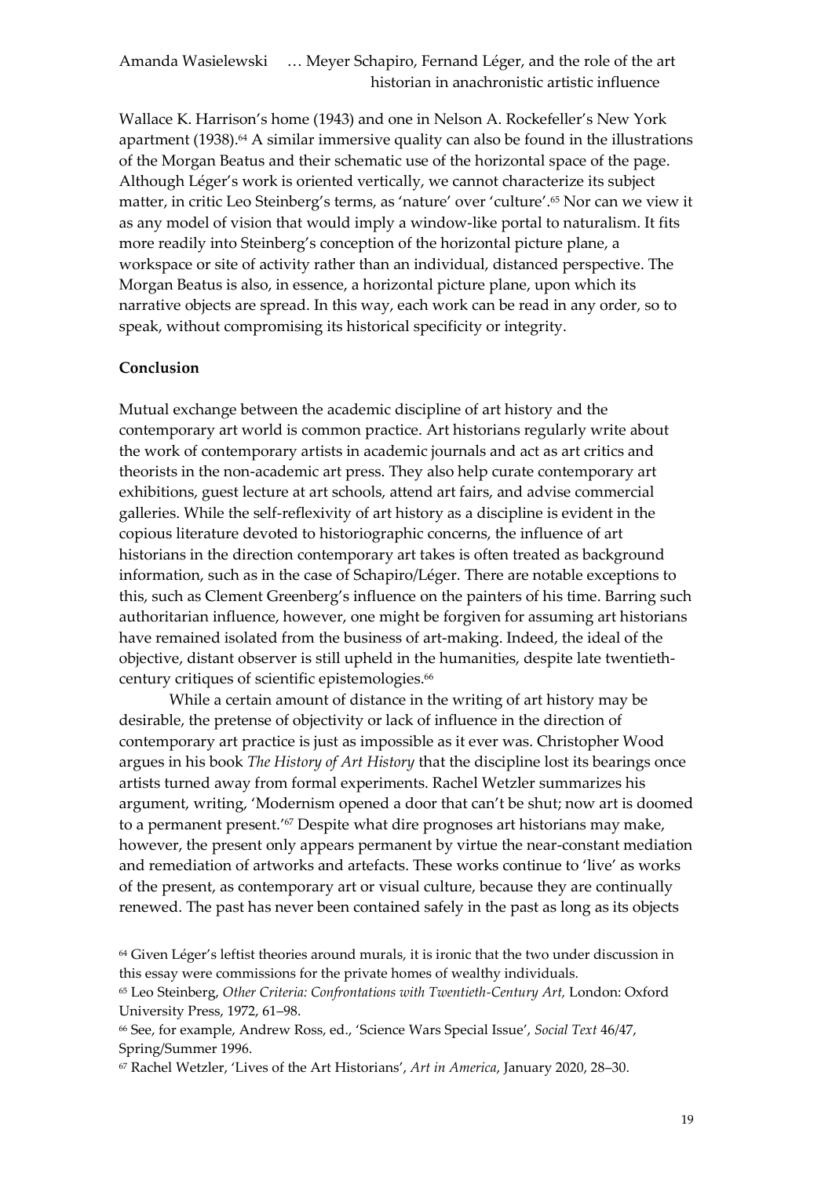Wallace K. Harrison's home (1943) and one in Nelson A. Rockefeller's New York apartment (1938).[64] A similar immersive quality can also be found in the illustrations of the Morgan Beatus and their schematic use of the horizontal space of the page. Although Léger's work is oriented vertically, we cannot characterize its subject matter, in critic Leo Steinberg's terms, as 'nature' over 'culture'.[65] Nor can we view it as any model of vision that would imply a window-like portal to naturalism. It fits more readily into Steinberg's conception of the horizontal picture plane, a workspace or site of activity rather than an individual, distanced perspective. The Morgan Beatus is also, in essence, a horizontal picture plane, upon which its narrative objects are spread. In this way, each work can be read in any order, so to speak, without compromising its historical specificity or integrity.

## Conclusion

Mutual exchange between the academic discipline of art history and the contemporary art world is common practice. Art historians regularly write about the work of contemporary artists in academic journals and act as art critics and theorists in the non-academic art press. They also help curate contemporary art exhibitions, guest lecture at art schools, attend art fairs, and advise commercial galleries. While the self-reflexivity of art history as a discipline is evident in the copious literature devoted to historiographic concerns, the influence of art historians in the direction contemporary art takes is often treated as background information, such as in the case of Schapiro/Léger. There are notable exceptions to this, such as Clement Greenberg's influence on the painters of his time. Barring such authoritarian influence, however, one might be forgiven for assuming art historians have remained isolated from the business of art-making. Indeed, the ideal of the objective, distant observer is still upheld in the humanities, despite late twentieth-century critiques of scientific epistemologies.[66]

While a certain amount of distance in the writing of art history may be desirable, the pretense of objectivity or lack of influence in the direction of contemporary art practice is just as impossible as it ever was. Christopher Wood argues in his book *The History of Art History* that the discipline lost its bearings once artists turned away from formal experiments. Rachel Wetzler summarizes his argument, writing, 'Modernism opened a door that can't be shut; now art is doomed to a permanent present.'[67] Despite what dire prognoses art historians may make, however, the present only appears permanent by virtue the near-constant mediation and remediation of artworks and artefacts. These works continue to 'live' as works of the present, as contemporary art or visual culture, because they are continually renewed. The past has never been contained safely in the past as long as its objects

[64] Given Léger's leftist theories around murals, it is ironic that the two under discussion in this essay were commissions for the private homes of wealthy individuals.

[65] Leo Steinberg, *Other Criteria: Confrontations with Twentieth-Century Art,* London: Oxford University Press, 1972, 61–98.

[66] See, for example, Andrew Ross, ed., 'Science Wars Special Issue', *Social Text* 46/47, Spring/Summer 1996.

[67] Rachel Wetzler, 'Lives of the Art Historians', *Art in America*, January 2020, 28–30.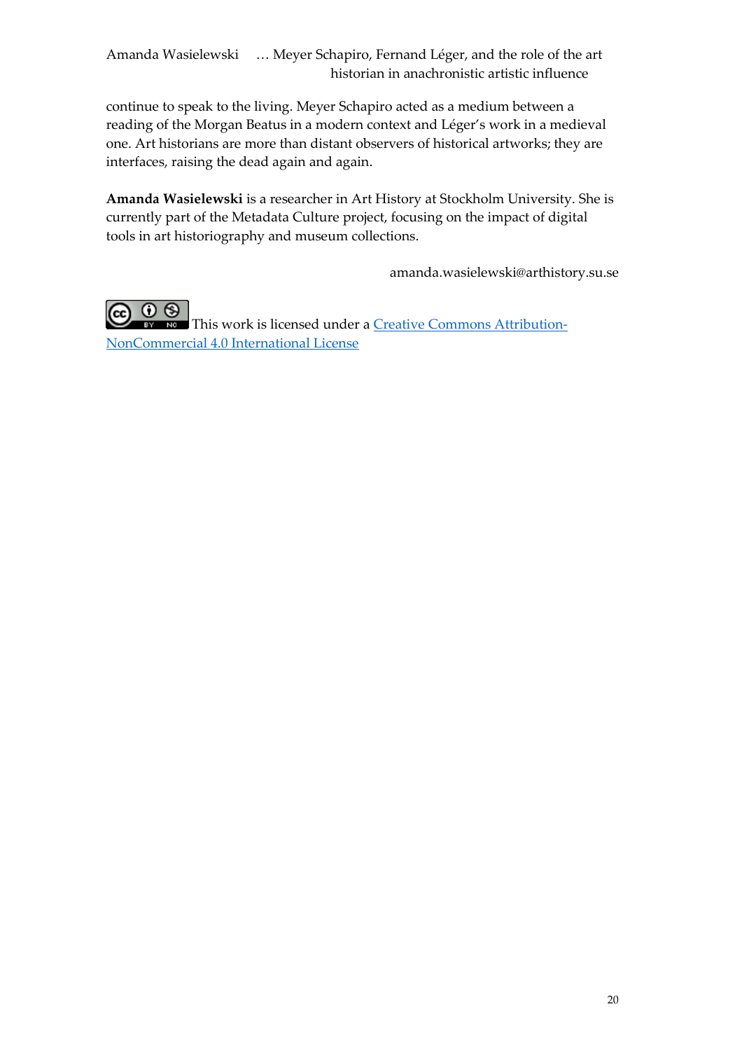continue to speak to the living. Meyer Schapiro acted as a medium between a reading of the Morgan Beatus in a modern context and Léger's work in a medieval one. Art historians are more than distant observers of historical artworks; they are interfaces, raising the dead again and again.

**Amanda Wasielewski** is a researcher in Art History at Stockholm University. She is currently part of the Metadata Culture project, focusing on the impact of digital tools in art historiography and museum collections.

amanda.wasielewski@arthistory.su.se

This work is licensed under a [Creative Commons Attribution-NonCommercial 4.0 International License](https://creativecommons.org/licenses/by-nc/4.0/)